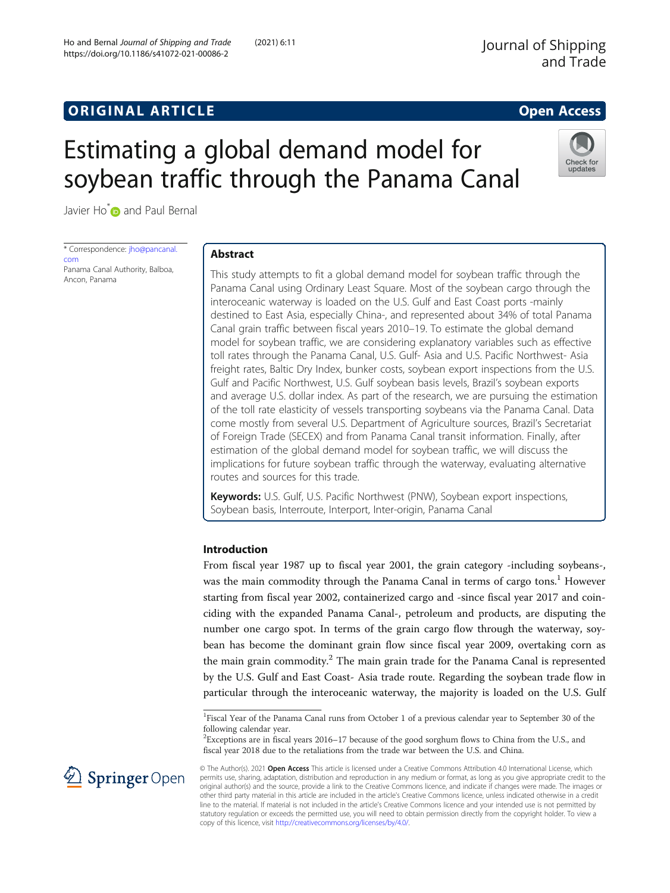ORIGINAL ARTICLE

Open Access

# Estimating a global demand model for soybean traffic through the Panama Canal

Javier Ho* and Paul Bernal

\* Correspondence: jho@pancanal.com
Panama Canal Authority, Balboa, Ancon, Panama

## Abstract

This study attempts to fit a global demand model for soybean traffic through the Panama Canal using Ordinary Least Square. Most of the soybean cargo through the interoceanic waterway is loaded on the U.S. Gulf and East Coast ports -mainly destined to East Asia, especially China-, and represented about 34% of total Panama Canal grain traffic between fiscal years 2010–19. To estimate the global demand model for soybean traffic, we are considering explanatory variables such as effective toll rates through the Panama Canal, U.S. Gulf- Asia and U.S. Pacific Northwest- Asia freight rates, Baltic Dry Index, bunker costs, soybean export inspections from the U.S. Gulf and Pacific Northwest, U.S. Gulf soybean basis levels, Brazil's soybean exports and average U.S. dollar index. As part of the research, we are pursuing the estimation of the toll rate elasticity of vessels transporting soybeans via the Panama Canal. Data come mostly from several U.S. Department of Agriculture sources, Brazil's Secretariat of Foreign Trade (SECEX) and from Panama Canal transit information. Finally, after estimation of the global demand model for soybean traffic, we will discuss the implications for future soybean traffic through the waterway, evaluating alternative routes and sources for this trade.

**Keywords:** U.S. Gulf, U.S. Pacific Northwest (PNW), Soybean export inspections, Soybean basis, Interroute, Interport, Inter-origin, Panama Canal

## Introduction

From fiscal year 1987 up to fiscal year 2001, the grain category -including soybeans-, was the main commodity through the Panama Canal in terms of cargo tons.[1] However starting from fiscal year 2002, containerized cargo and -since fiscal year 2017 and coinciding with the expanded Panama Canal-, petroleum and products, are disputing the number one cargo spot. In terms of the grain cargo flow through the waterway, soybean has become the dominant grain flow since fiscal year 2009, overtaking corn as the main grain commodity.[2] The main grain trade for the Panama Canal is represented by the U.S. Gulf and East Coast- Asia trade route. Regarding the soybean trade flow in particular through the interoceanic waterway, the majority is loaded on the U.S. Gulf

[1]Fiscal Year of the Panama Canal runs from October 1 of a previous calendar year to September 30 of the following calendar year.

[2]Exceptions are in fiscal years 2016–17 because of the good sorghum flows to China from the U.S., and fiscal year 2018 due to the retaliations from the trade war between the U.S. and China.

© The Author(s). 2021 **Open Access** This article is licensed under a Creative Commons Attribution 4.0 International License, which permits use, sharing, adaptation, distribution and reproduction in any medium or format, as long as you give appropriate credit to the original author(s) and the source, provide a link to the Creative Commons licence, and indicate if changes were made. The images or other third party material in this article are included in the article's Creative Commons licence, unless indicated otherwise in a credit line to the material. If material is not included in the article's Creative Commons licence and your intended use is not permitted by statutory regulation or exceeds the permitted use, you will need to obtain permission directly from the copyright holder. To view a copy of this licence, visit http://creativecommons.org/licenses/by/4.0/.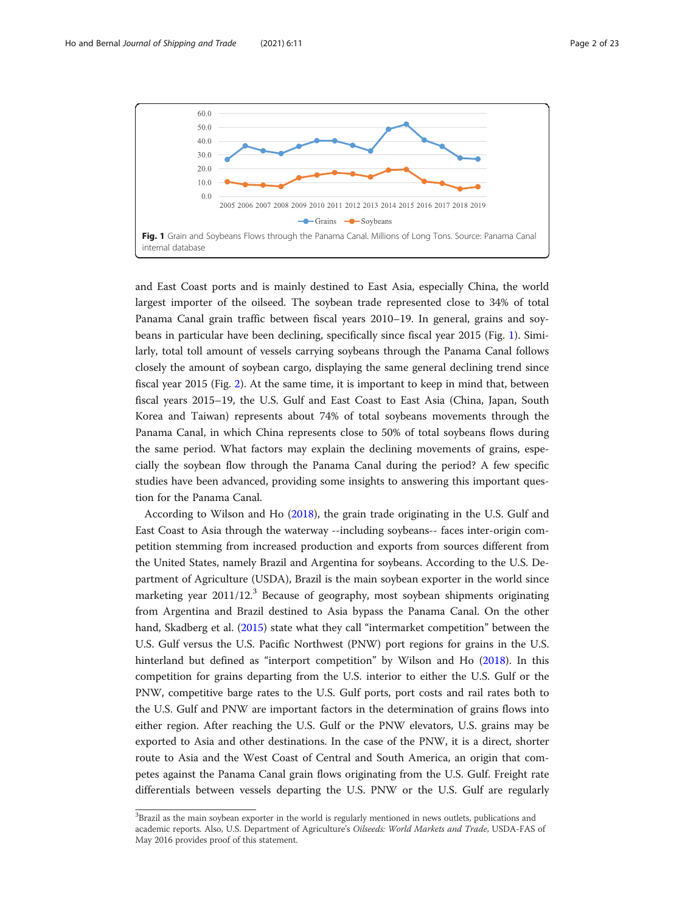**Fig. 1** Grain and Soybeans Flows through the Panama Canal. Millions of Long Tons. Source: Panama Canal internal database

and East Coast ports and is mainly destined to East Asia, especially China, the world largest importer of the oilseed. The soybean trade represented close to 34% of total Panama Canal grain traffic between fiscal years 2010–19. In general, grains and soybeans in particular have been declining, specifically since fiscal year 2015 (Fig. 1). Similarly, total toll amount of vessels carrying soybeans through the Panama Canal follows closely the amount of soybean cargo, displaying the same general declining trend since fiscal year 2015 (Fig. 2). At the same time, it is important to keep in mind that, between fiscal years 2015–19, the U.S. Gulf and East Coast to East Asia (China, Japan, South Korea and Taiwan) represents about 74% of total soybeans movements through the Panama Canal, in which China represents close to 50% of total soybeans flows during the same period. What factors may explain the declining movements of grains, especially the soybean flow through the Panama Canal during the period? A few specific studies have been advanced, providing some insights to answering this important question for the Panama Canal.

According to Wilson and Ho (2018), the grain trade originating in the U.S. Gulf and East Coast to Asia through the waterway --including soybeans-- faces inter-origin competition stemming from increased production and exports from sources different from the United States, namely Brazil and Argentina for soybeans. According to the U.S. Department of Agriculture (USDA), Brazil is the main soybean exporter in the world since marketing year 2011/12.[3] Because of geography, most soybean shipments originating from Argentina and Brazil destined to Asia bypass the Panama Canal. On the other hand, Skadberg et al. (2015) state what they call "intermarket competition" between the U.S. Gulf versus the U.S. Pacific Northwest (PNW) port regions for grains in the U.S. hinterland but defined as "interport competition" by Wilson and Ho (2018). In this competition for grains departing from the U.S. interior to either the U.S. Gulf or the PNW, competitive barge rates to the U.S. Gulf ports, port costs and rail rates both to the U.S. Gulf and PNW are important factors in the determination of grains flows into either region. After reaching the U.S. Gulf or the PNW elevators, U.S. grains may be exported to Asia and other destinations. In the case of the PNW, it is a direct, shorter route to Asia and the West Coast of Central and South America, an origin that competes against the Panama Canal grain flows originating from the U.S. Gulf. Freight rate differentials between vessels departing the U.S. PNW or the U.S. Gulf are regularly

[3]Brazil as the main soybean exporter in the world is regularly mentioned in news outlets, publications and academic reports. Also, U.S. Department of Agriculture's *Oilseeds: World Markets and Trade*, USDA-FAS of May 2016 provides proof of this statement.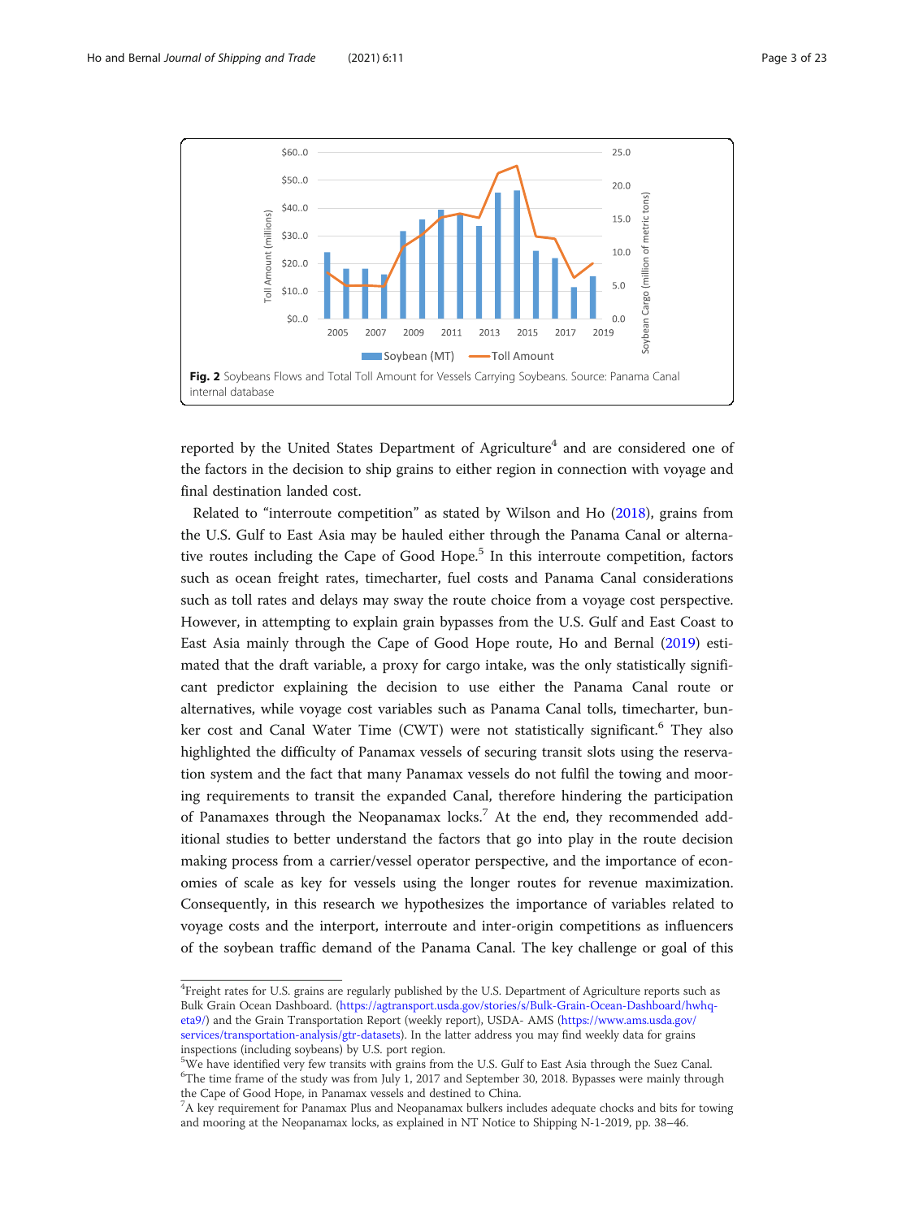**Fig. 2** Soybeans Flows and Total Toll Amount for Vessels Carrying Soybeans. Source: Panama Canal internal database

reported by the United States Department of Agriculture[4] and are considered one of the factors in the decision to ship grains to either region in connection with voyage and final destination landed cost.

Related to "interroute competition" as stated by Wilson and Ho (2018), grains from the U.S. Gulf to East Asia may be hauled either through the Panama Canal or alternative routes including the Cape of Good Hope.[5] In this interroute competition, factors such as ocean freight rates, timecharter, fuel costs and Panama Canal considerations such as toll rates and delays may sway the route choice from a voyage cost perspective. However, in attempting to explain grain bypasses from the U.S. Gulf and East Coast to East Asia mainly through the Cape of Good Hope route, Ho and Bernal (2019) estimated that the draft variable, a proxy for cargo intake, was the only statistically significant predictor explaining the decision to use either the Panama Canal route or alternatives, while voyage cost variables such as Panama Canal tolls, timecharter, bunker cost and Canal Water Time (CWT) were not statistically significant.[6] They also highlighted the difficulty of Panamax vessels of securing transit slots using the reservation system and the fact that many Panamax vessels do not fulfil the towing and mooring requirements to transit the expanded Canal, therefore hindering the participation of Panamaxes through the Neopanamax locks.[7] At the end, they recommended additional studies to better understand the factors that go into play in the route decision making process from a carrier/vessel operator perspective, and the importance of economies of scale as key for vessels using the longer routes for revenue maximization. Consequently, in this research we hypothesizes the importance of variables related to voyage costs and the interport, interroute and inter-origin competitions as influencers of the soybean traffic demand of the Panama Canal. The key challenge or goal of this

---

[4] Freight rates for U.S. grains are regularly published by the U.S. Department of Agriculture reports such as Bulk Grain Ocean Dashboard. (https://agtransport.usda.gov/stories/s/Bulk-Grain-Ocean-Dashboard/hwhq-eta9/) and the Grain Transportation Report (weekly report), USDA- AMS (https://www.ams.usda.gov/services/transportation-analysis/gtr-datasets). In the latter address you may find weekly data for grains inspections (including soybeans) by U.S. port region.

[5] We have identified very few transits with grains from the U.S. Gulf to East Asia through the Suez Canal.

[6] The time frame of the study was from July 1, 2017 and September 30, 2018. Bypasses were mainly through the Cape of Good Hope, in Panamax vessels and destined to China.

[7] A key requirement for Panamax Plus and Neopanamax bulkers includes adequate chocks and bits for towing and mooring at the Neopanamax locks, as explained in NT Notice to Shipping N-1-2019, pp. 38–46.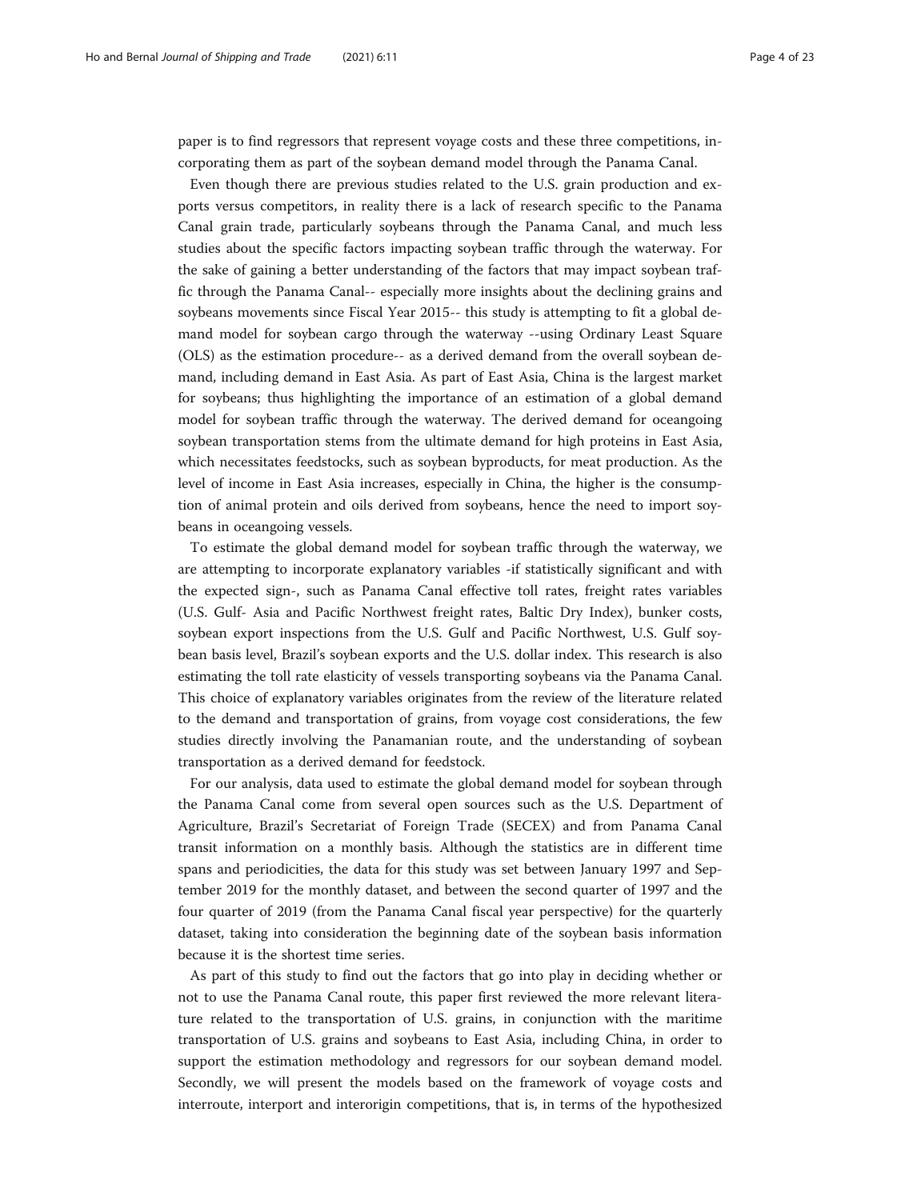paper is to find regressors that represent voyage costs and these three competitions, incorporating them as part of the soybean demand model through the Panama Canal.

Even though there are previous studies related to the U.S. grain production and exports versus competitors, in reality there is a lack of research specific to the Panama Canal grain trade, particularly soybeans through the Panama Canal, and much less studies about the specific factors impacting soybean traffic through the waterway. For the sake of gaining a better understanding of the factors that may impact soybean traffic through the Panama Canal-- especially more insights about the declining grains and soybeans movements since Fiscal Year 2015-- this study is attempting to fit a global demand model for soybean cargo through the waterway --using Ordinary Least Square (OLS) as the estimation procedure-- as a derived demand from the overall soybean demand, including demand in East Asia. As part of East Asia, China is the largest market for soybeans; thus highlighting the importance of an estimation of a global demand model for soybean traffic through the waterway. The derived demand for oceangoing soybean transportation stems from the ultimate demand for high proteins in East Asia, which necessitates feedstocks, such as soybean byproducts, for meat production. As the level of income in East Asia increases, especially in China, the higher is the consumption of animal protein and oils derived from soybeans, hence the need to import soybeans in oceangoing vessels.

To estimate the global demand model for soybean traffic through the waterway, we are attempting to incorporate explanatory variables -if statistically significant and with the expected sign-, such as Panama Canal effective toll rates, freight rates variables (U.S. Gulf- Asia and Pacific Northwest freight rates, Baltic Dry Index), bunker costs, soybean export inspections from the U.S. Gulf and Pacific Northwest, U.S. Gulf soybean basis level, Brazil's soybean exports and the U.S. dollar index. This research is also estimating the toll rate elasticity of vessels transporting soybeans via the Panama Canal. This choice of explanatory variables originates from the review of the literature related to the demand and transportation of grains, from voyage cost considerations, the few studies directly involving the Panamanian route, and the understanding of soybean transportation as a derived demand for feedstock.

For our analysis, data used to estimate the global demand model for soybean through the Panama Canal come from several open sources such as the U.S. Department of Agriculture, Brazil's Secretariat of Foreign Trade (SECEX) and from Panama Canal transit information on a monthly basis. Although the statistics are in different time spans and periodicities, the data for this study was set between January 1997 and September 2019 for the monthly dataset, and between the second quarter of 1997 and the four quarter of 2019 (from the Panama Canal fiscal year perspective) for the quarterly dataset, taking into consideration the beginning date of the soybean basis information because it is the shortest time series.

As part of this study to find out the factors that go into play in deciding whether or not to use the Panama Canal route, this paper first reviewed the more relevant literature related to the transportation of U.S. grains, in conjunction with the maritime transportation of U.S. grains and soybeans to East Asia, including China, in order to support the estimation methodology and regressors for our soybean demand model. Secondly, we will present the models based on the framework of voyage costs and interroute, interport and interorigin competitions, that is, in terms of the hypothesized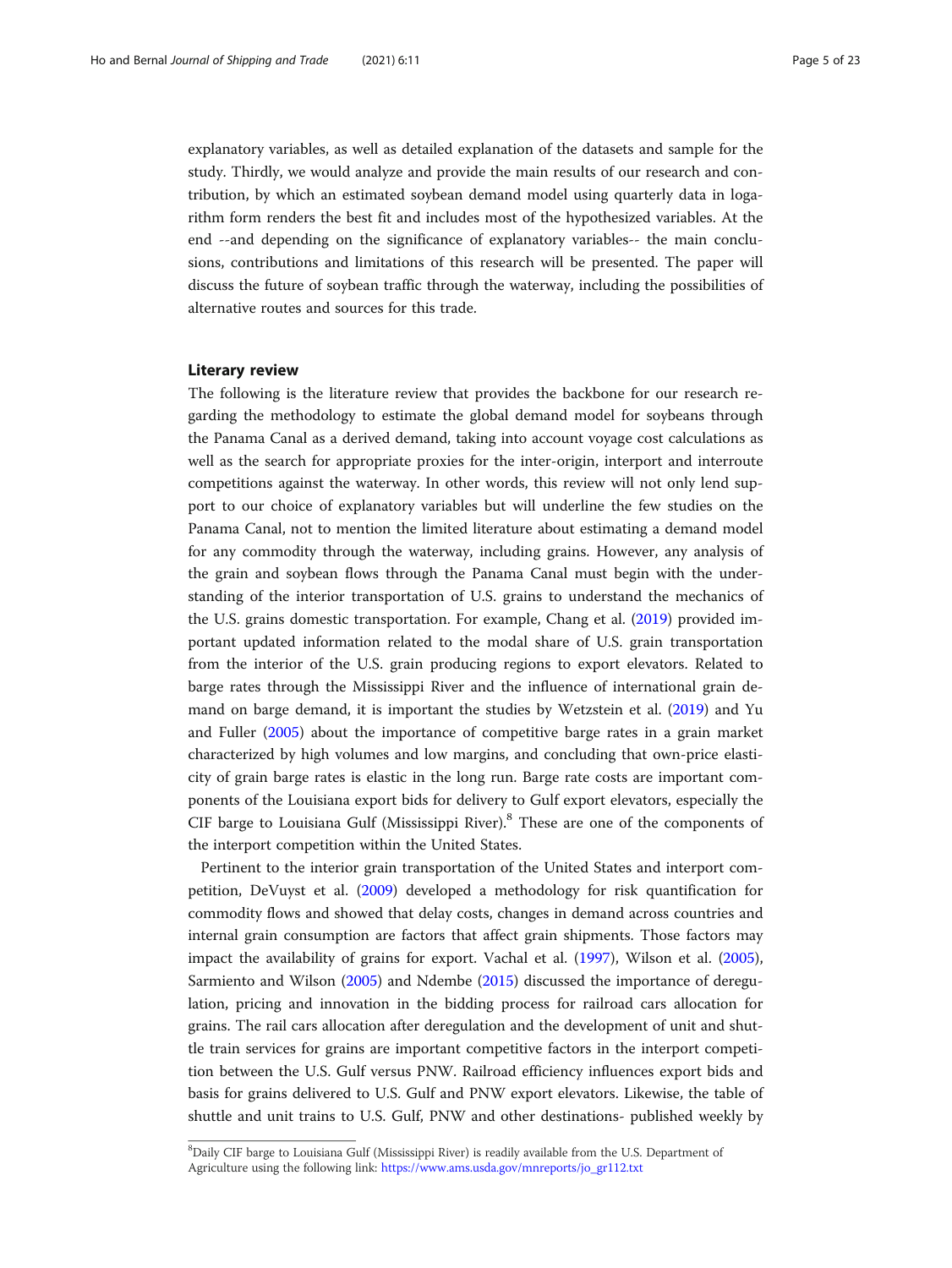explanatory variables, as well as detailed explanation of the datasets and sample for the study. Thirdly, we would analyze and provide the main results of our research and contribution, by which an estimated soybean demand model using quarterly data in logarithm form renders the best fit and includes most of the hypothesized variables. At the end --and depending on the significance of explanatory variables-- the main conclusions, contributions and limitations of this research will be presented. The paper will discuss the future of soybean traffic through the waterway, including the possibilities of alternative routes and sources for this trade.

## Literary review

The following is the literature review that provides the backbone for our research regarding the methodology to estimate the global demand model for soybeans through the Panama Canal as a derived demand, taking into account voyage cost calculations as well as the search for appropriate proxies for the inter-origin, interport and interroute competitions against the waterway. In other words, this review will not only lend support to our choice of explanatory variables but will underline the few studies on the Panama Canal, not to mention the limited literature about estimating a demand model for any commodity through the waterway, including grains. However, any analysis of the grain and soybean flows through the Panama Canal must begin with the understanding of the interior transportation of U.S. grains to understand the mechanics of the U.S. grains domestic transportation. For example, Chang et al. (2019) provided important updated information related to the modal share of U.S. grain transportation from the interior of the U.S. grain producing regions to export elevators. Related to barge rates through the Mississippi River and the influence of international grain demand on barge demand, it is important the studies by Wetzstein et al. (2019) and Yu and Fuller (2005) about the importance of competitive barge rates in a grain market characterized by high volumes and low margins, and concluding that own-price elasticity of grain barge rates is elastic in the long run. Barge rate costs are important components of the Louisiana export bids for delivery to Gulf export elevators, especially the CIF barge to Louisiana Gulf (Mississippi River).[8] These are one of the components of the interport competition within the United States.

Pertinent to the interior grain transportation of the United States and interport competition, DeVuyst et al. (2009) developed a methodology for risk quantification for commodity flows and showed that delay costs, changes in demand across countries and internal grain consumption are factors that affect grain shipments. Those factors may impact the availability of grains for export. Vachal et al. (1997), Wilson et al. (2005), Sarmiento and Wilson (2005) and Ndembe (2015) discussed the importance of deregulation, pricing and innovation in the bidding process for railroad cars allocation for grains. The rail cars allocation after deregulation and the development of unit and shuttle train services for grains are important competitive factors in the interport competition between the U.S. Gulf versus PNW. Railroad efficiency influences export bids and basis for grains delivered to U.S. Gulf and PNW export elevators. Likewise, the table of shuttle and unit trains to U.S. Gulf, PNW and other destinations- published weekly by

[8] Daily CIF barge to Louisiana Gulf (Mississippi River) is readily available from the U.S. Department of Agriculture using the following link: https://www.ams.usda.gov/mnreports/jo_gr112.txt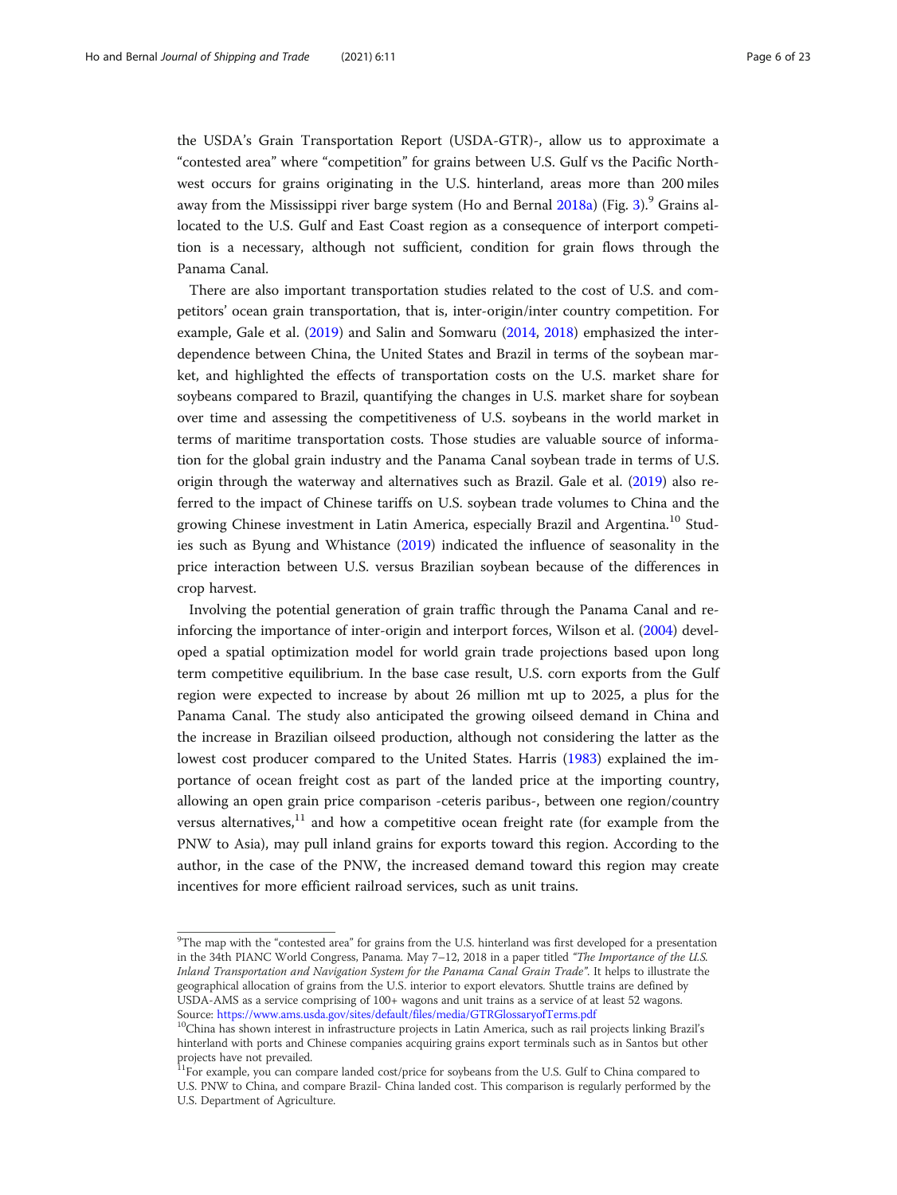the USDA's Grain Transportation Report (USDA-GTR)-, allow us to approximate a "contested area" where "competition" for grains between U.S. Gulf vs the Pacific Northwest occurs for grains originating in the U.S. hinterland, areas more than 200 miles away from the Mississippi river barge system (Ho and Bernal 2018a) (Fig. 3).[9] Grains allocated to the U.S. Gulf and East Coast region as a consequence of interport competition is a necessary, although not sufficient, condition for grain flows through the Panama Canal.

There are also important transportation studies related to the cost of U.S. and competitors' ocean grain transportation, that is, inter-origin/inter country competition. For example, Gale et al. (2019) and Salin and Somwaru (2014, 2018) emphasized the interdependence between China, the United States and Brazil in terms of the soybean market, and highlighted the effects of transportation costs on the U.S. market share for soybeans compared to Brazil, quantifying the changes in U.S. market share for soybean over time and assessing the competitiveness of U.S. soybeans in the world market in terms of maritime transportation costs. Those studies are valuable source of information for the global grain industry and the Panama Canal soybean trade in terms of U.S. origin through the waterway and alternatives such as Brazil. Gale et al. (2019) also referred to the impact of Chinese tariffs on U.S. soybean trade volumes to China and the growing Chinese investment in Latin America, especially Brazil and Argentina.[10] Studies such as Byung and Whistance (2019) indicated the influence of seasonality in the price interaction between U.S. versus Brazilian soybean because of the differences in crop harvest.

Involving the potential generation of grain traffic through the Panama Canal and reinforcing the importance of inter-origin and interport forces, Wilson et al. (2004) developed a spatial optimization model for world grain trade projections based upon long term competitive equilibrium. In the base case result, U.S. corn exports from the Gulf region were expected to increase by about 26 million mt up to 2025, a plus for the Panama Canal. The study also anticipated the growing oilseed demand in China and the increase in Brazilian oilseed production, although not considering the latter as the lowest cost producer compared to the United States. Harris (1983) explained the importance of ocean freight cost as part of the landed price at the importing country, allowing an open grain price comparison -ceteris paribus-, between one region/country versus alternatives,[11] and how a competitive ocean freight rate (for example from the PNW to Asia), may pull inland grains for exports toward this region. According to the author, in the case of the PNW, the increased demand toward this region may create incentives for more efficient railroad services, such as unit trains.

---

[9]The map with the "contested area" for grains from the U.S. hinterland was first developed for a presentation in the 34th PIANC World Congress, Panama. May 7–12, 2018 in a paper titled *"The Importance of the U.S. Inland Transportation and Navigation System for the Panama Canal Grain Trade"*. It helps to illustrate the geographical allocation of grains from the U.S. interior to export elevators. Shuttle trains are defined by USDA-AMS as a service comprising of 100+ wagons and unit trains as a service of at least 52 wagons. Source: https://www.ams.usda.gov/sites/default/files/media/GTRGlossaryofTerms.pdf

[10]China has shown interest in infrastructure projects in Latin America, such as rail projects linking Brazil's hinterland with ports and Chinese companies acquiring grains export terminals such as in Santos but other projects have not prevailed.

[11]For example, you can compare landed cost/price for soybeans from the U.S. Gulf to China compared to U.S. PNW to China, and compare Brazil- China landed cost. This comparison is regularly performed by the U.S. Department of Agriculture.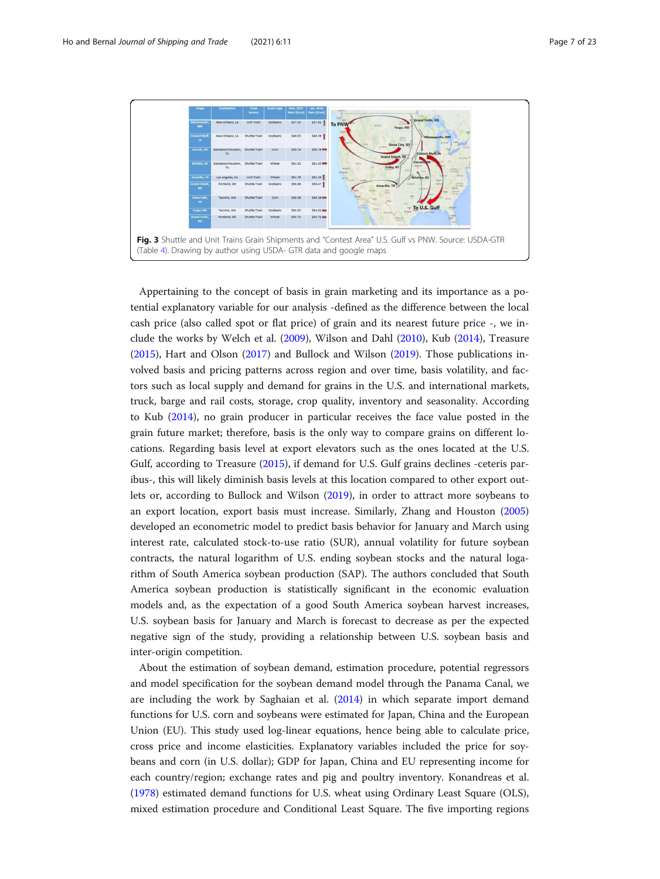| Origin | Destination | Train Service | Grain Type | Nov. 2017 Rate ($/mt) | Jan. 2018 Rate ($/mt) |
|---|---|---|---|---|---|
| Minneapolis, MN | New Orleans, LA | Unit Train | Soybeans | $37.32 | $37.61 |
| Council Bluff, IA | New Orleans, LA | Shuttle Train | Soybeans | $49.03 | $49.38 |
| Lincoln, NE | Galveston/Houston, TX | Shuttle Train | Corn | $36.74 | $36.74 |
| Wichita, KS | Galveston/Houston, TX | Shuttle Train | Wheat | $41.42 | $41.42 |
| Amarillo, TX | Los Angeles, CA | Unit Train | Wheat | $51.79 | $52.10 |
| Grand Island, NE | Portland, OR | Shuttle Train | Soybeans | $56.88 | $59.47 |
| Sioux Falls, SD | Tacoma, WA | Shuttle Train | Corn | $49.28 | $49.28 |
| Fargo, ND | Tacoma, WA | Shuttle Train | Soybeans | $54.62 | $54.62 |
| Grand Forks, ND | Portland, OR | Shuttle Train | Wheat | $55.72 | $55.72 |

**Fig. 3** Shuttle and Unit Trains Grain Shipments and "Contest Area" U.S. Gulf vs PNW. Source: USDA-GTR (Table 4). Drawing by author using USDA- GTR data and google maps

Appertaining to the concept of basis in grain marketing and its importance as a potential explanatory variable for our analysis -defined as the difference between the local cash price (also called spot or flat price) of grain and its nearest future price -, we include the works by Welch et al. (2009), Wilson and Dahl (2010), Kub (2014), Treasure (2015), Hart and Olson (2017) and Bullock and Wilson (2019). Those publications involved basis and pricing patterns across region and over time, basis volatility, and factors such as local supply and demand for grains in the U.S. and international markets, truck, barge and rail costs, storage, crop quality, inventory and seasonality. According to Kub (2014), no grain producer in particular receives the face value posted in the grain future market; therefore, basis is the only way to compare grains on different locations. Regarding basis level at export elevators such as the ones located at the U.S. Gulf, according to Treasure (2015), if demand for U.S. Gulf grains declines -ceteris paribus-, this will likely diminish basis levels at this location compared to other export outlets or, according to Bullock and Wilson (2019), in order to attract more soybeans to an export location, export basis must increase. Similarly, Zhang and Houston (2005) developed an econometric model to predict basis behavior for January and March using interest rate, calculated stock-to-use ratio (SUR), annual volatility for future soybean contracts, the natural logarithm of U.S. ending soybean stocks and the natural logarithm of South America soybean production (SAP). The authors concluded that South America soybean production is statistically significant in the economic evaluation models and, as the expectation of a good South America soybean harvest increases, U.S. soybean basis for January and March is forecast to decrease as per the expected negative sign of the study, providing a relationship between U.S. soybean basis and inter-origin competition.

About the estimation of soybean demand, estimation procedure, potential regressors and model specification for the soybean demand model through the Panama Canal, we are including the work by Saghaian et al. (2014) in which separate import demand functions for U.S. corn and soybeans were estimated for Japan, China and the European Union (EU). This study used log-linear equations, hence being able to calculate price, cross price and income elasticities. Explanatory variables included the price for soybeans and corn (in U.S. dollar); GDP for Japan, China and EU representing income for each country/region; exchange rates and pig and poultry inventory. Konandreas et al. (1978) estimated demand functions for U.S. wheat using Ordinary Least Square (OLS), mixed estimation procedure and Conditional Least Square. The five importing regions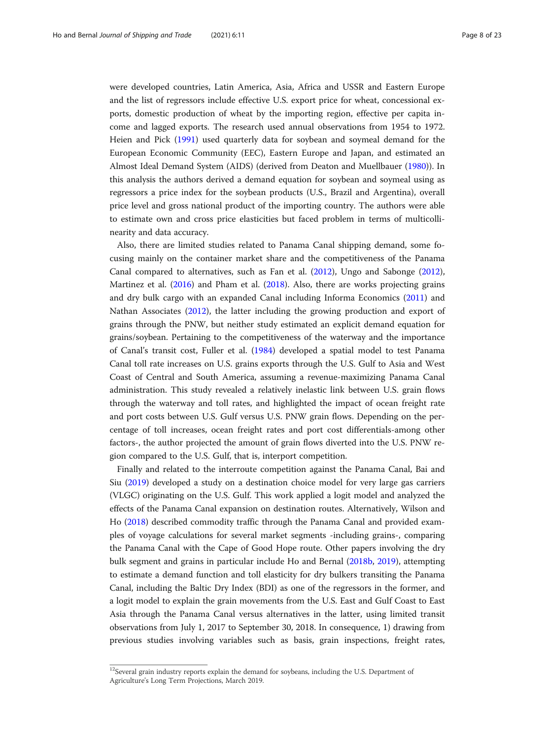were developed countries, Latin America, Asia, Africa and USSR and Eastern Europe and the list of regressors include effective U.S. export price for wheat, concessional exports, domestic production of wheat by the importing region, effective per capita income and lagged exports. The research used annual observations from 1954 to 1972. Heien and Pick (1991) used quarterly data for soybean and soymeal demand for the European Economic Community (EEC), Eastern Europe and Japan, and estimated an Almost Ideal Demand System (AIDS) (derived from Deaton and Muellbauer (1980)). In this analysis the authors derived a demand equation for soybean and soymeal using as regressors a price index for the soybean products (U.S., Brazil and Argentina), overall price level and gross national product of the importing country. The authors were able to estimate own and cross price elasticities but faced problem in terms of multicollinearity and data accuracy.

Also, there are limited studies related to Panama Canal shipping demand, some focusing mainly on the container market share and the competitiveness of the Panama Canal compared to alternatives, such as Fan et al. (2012), Ungo and Sabonge (2012), Martinez et al. (2016) and Pham et al. (2018). Also, there are works projecting grains and dry bulk cargo with an expanded Canal including Informa Economics (2011) and Nathan Associates (2012), the latter including the growing production and export of grains through the PNW, but neither study estimated an explicit demand equation for grains/soybean. Pertaining to the competitiveness of the waterway and the importance of Canal's transit cost, Fuller et al. (1984) developed a spatial model to test Panama Canal toll rate increases on U.S. grains exports through the U.S. Gulf to Asia and West Coast of Central and South America, assuming a revenue-maximizing Panama Canal administration. This study revealed a relatively inelastic link between U.S. grain flows through the waterway and toll rates, and highlighted the impact of ocean freight rate and port costs between U.S. Gulf versus U.S. PNW grain flows. Depending on the percentage of toll increases, ocean freight rates and port cost differentials-among other factors-, the author projected the amount of grain flows diverted into the U.S. PNW region compared to the U.S. Gulf, that is, interport competition.

Finally and related to the interroute competition against the Panama Canal, Bai and Siu (2019) developed a study on a destination choice model for very large gas carriers (VLGC) originating on the U.S. Gulf. This work applied a logit model and analyzed the effects of the Panama Canal expansion on destination routes. Alternatively, Wilson and Ho (2018) described commodity traffic through the Panama Canal and provided examples of voyage calculations for several market segments -including grains-, comparing the Panama Canal with the Cape of Good Hope route. Other papers involving the dry bulk segment and grains in particular include Ho and Bernal (2018b, 2019), attempting to estimate a demand function and toll elasticity for dry bulkers transiting the Panama Canal, including the Baltic Dry Index (BDI) as one of the regressors in the former, and a logit model to explain the grain movements from the U.S. East and Gulf Coast to East Asia through the Panama Canal versus alternatives in the latter, using limited transit observations from July 1, 2017 to September 30, 2018. In consequence, 1) drawing from previous studies involving variables such as basis, grain inspections, freight rates,

[12] Several grain industry reports explain the demand for soybeans, including the U.S. Department of Agriculture's Long Term Projections, March 2019.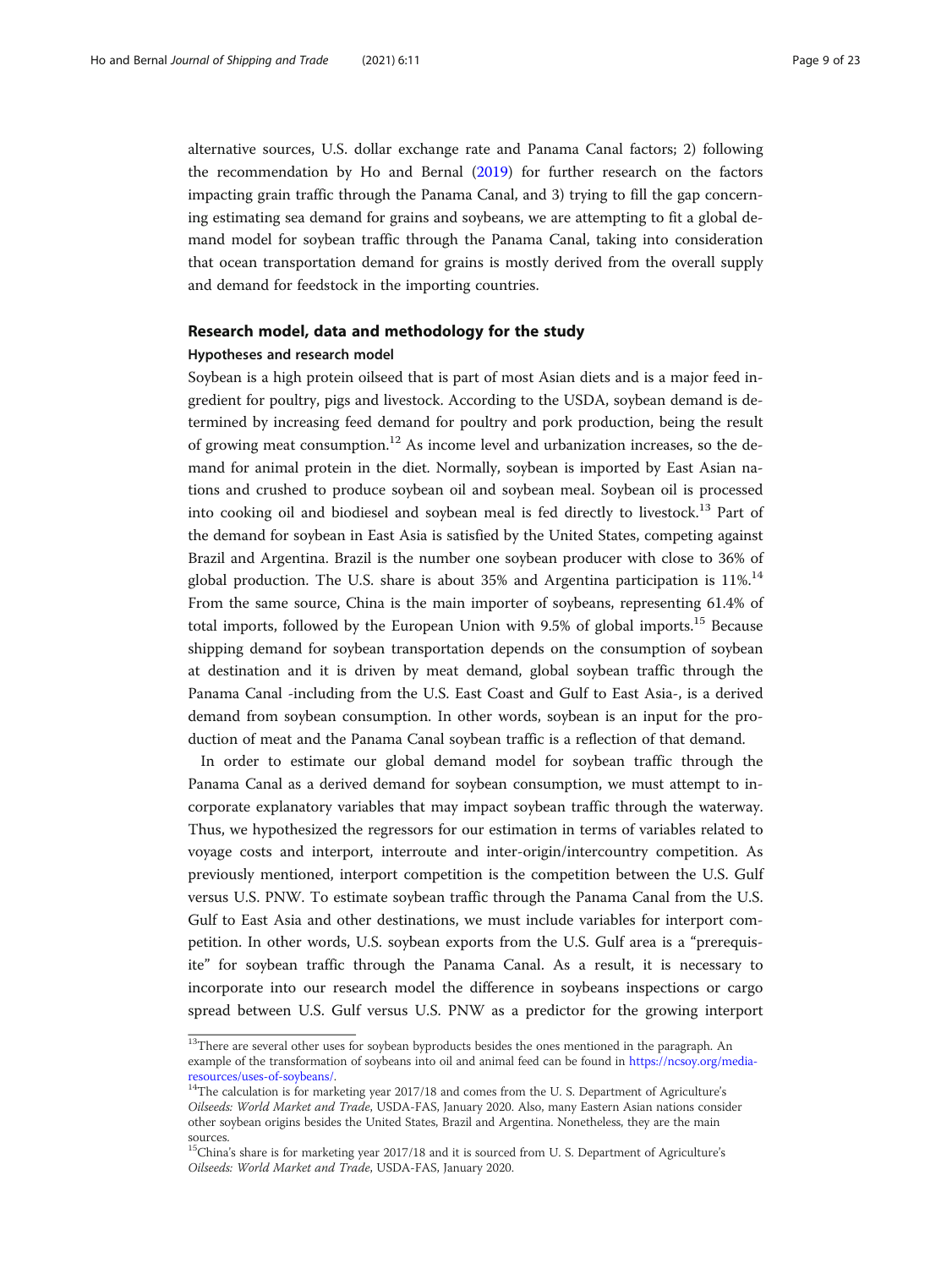alternative sources, U.S. dollar exchange rate and Panama Canal factors; 2) following the recommendation by Ho and Bernal (2019) for further research on the factors impacting grain traffic through the Panama Canal, and 3) trying to fill the gap concerning estimating sea demand for grains and soybeans, we are attempting to fit a global demand model for soybean traffic through the Panama Canal, taking into consideration that ocean transportation demand for grains is mostly derived from the overall supply and demand for feedstock in the importing countries.

## Research model, data and methodology for the study

### Hypotheses and research model

Soybean is a high protein oilseed that is part of most Asian diets and is a major feed ingredient for poultry, pigs and livestock. According to the USDA, soybean demand is determined by increasing feed demand for poultry and pork production, being the result of growing meat consumption.[12] As income level and urbanization increases, so the demand for animal protein in the diet. Normally, soybean is imported by East Asian nations and crushed to produce soybean oil and soybean meal. Soybean oil is processed into cooking oil and biodiesel and soybean meal is fed directly to livestock.[13] Part of the demand for soybean in East Asia is satisfied by the United States, competing against Brazil and Argentina. Brazil is the number one soybean producer with close to 36% of global production. The U.S. share is about 35% and Argentina participation is 11%.[14] From the same source, China is the main importer of soybeans, representing 61.4% of total imports, followed by the European Union with 9.5% of global imports.[15] Because shipping demand for soybean transportation depends on the consumption of soybean at destination and it is driven by meat demand, global soybean traffic through the Panama Canal -including from the U.S. East Coast and Gulf to East Asia-, is a derived demand from soybean consumption. In other words, soybean is an input for the production of meat and the Panama Canal soybean traffic is a reflection of that demand.

In order to estimate our global demand model for soybean traffic through the Panama Canal as a derived demand for soybean consumption, we must attempt to incorporate explanatory variables that may impact soybean traffic through the waterway. Thus, we hypothesized the regressors for our estimation in terms of variables related to voyage costs and interport, interroute and inter-origin/intercountry competition. As previously mentioned, interport competition is the competition between the U.S. Gulf versus U.S. PNW. To estimate soybean traffic through the Panama Canal from the U.S. Gulf to East Asia and other destinations, we must include variables for interport competition. In other words, U.S. soybean exports from the U.S. Gulf area is a "prerequisite" for soybean traffic through the Panama Canal. As a result, it is necessary to incorporate into our research model the difference in soybeans inspections or cargo spread between U.S. Gulf versus U.S. PNW as a predictor for the growing interport

[13] There are several other uses for soybean byproducts besides the ones mentioned in the paragraph. An example of the transformation of soybeans into oil and animal feed can be found in https://ncsoy.org/media-resources/uses-of-soybeans/.

[14] The calculation is for marketing year 2017/18 and comes from the U. S. Department of Agriculture's *Oilseeds: World Market and Trade*, USDA-FAS, January 2020. Also, many Eastern Asian nations consider other soybean origins besides the United States, Brazil and Argentina. Nonetheless, they are the main sources.

[15] China's share is for marketing year 2017/18 and it is sourced from U. S. Department of Agriculture's *Oilseeds: World Market and Trade*, USDA-FAS, January 2020.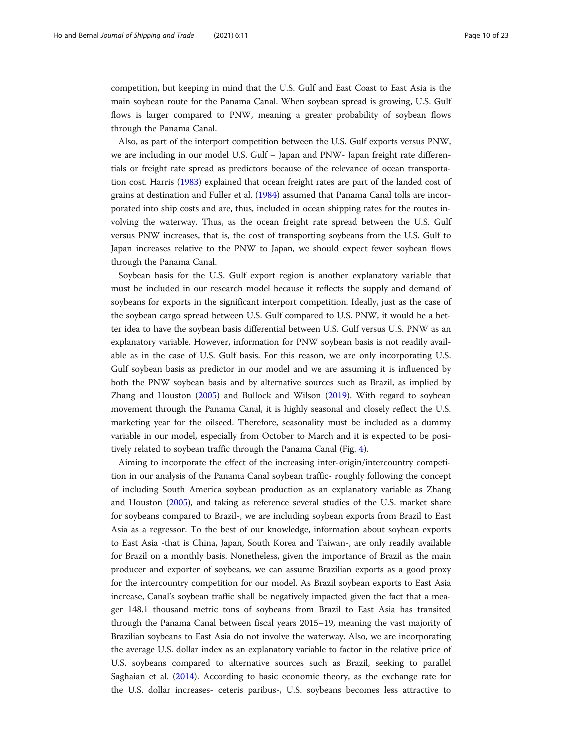competition, but keeping in mind that the U.S. Gulf and East Coast to East Asia is the main soybean route for the Panama Canal. When soybean spread is growing, U.S. Gulf flows is larger compared to PNW, meaning a greater probability of soybean flows through the Panama Canal.

Also, as part of the interport competition between the U.S. Gulf exports versus PNW, we are including in our model U.S. Gulf – Japan and PNW- Japan freight rate differentials or freight rate spread as predictors because of the relevance of ocean transportation cost. Harris (1983) explained that ocean freight rates are part of the landed cost of grains at destination and Fuller et al. (1984) assumed that Panama Canal tolls are incorporated into ship costs and are, thus, included in ocean shipping rates for the routes involving the waterway. Thus, as the ocean freight rate spread between the U.S. Gulf versus PNW increases, that is, the cost of transporting soybeans from the U.S. Gulf to Japan increases relative to the PNW to Japan, we should expect fewer soybean flows through the Panama Canal.

Soybean basis for the U.S. Gulf export region is another explanatory variable that must be included in our research model because it reflects the supply and demand of soybeans for exports in the significant interport competition. Ideally, just as the case of the soybean cargo spread between U.S. Gulf compared to U.S. PNW, it would be a better idea to have the soybean basis differential between U.S. Gulf versus U.S. PNW as an explanatory variable. However, information for PNW soybean basis is not readily available as in the case of U.S. Gulf basis. For this reason, we are only incorporating U.S. Gulf soybean basis as predictor in our model and we are assuming it is influenced by both the PNW soybean basis and by alternative sources such as Brazil, as implied by Zhang and Houston (2005) and Bullock and Wilson (2019). With regard to soybean movement through the Panama Canal, it is highly seasonal and closely reflect the U.S. marketing year for the oilseed. Therefore, seasonality must be included as a dummy variable in our model, especially from October to March and it is expected to be positively related to soybean traffic through the Panama Canal (Fig. 4).

Aiming to incorporate the effect of the increasing inter-origin/intercountry competition in our analysis of the Panama Canal soybean traffic- roughly following the concept of including South America soybean production as an explanatory variable as Zhang and Houston (2005), and taking as reference several studies of the U.S. market share for soybeans compared to Brazil-, we are including soybean exports from Brazil to East Asia as a regressor. To the best of our knowledge, information about soybean exports to East Asia -that is China, Japan, South Korea and Taiwan-, are only readily available for Brazil on a monthly basis. Nonetheless, given the importance of Brazil as the main producer and exporter of soybeans, we can assume Brazilian exports as a good proxy for the intercountry competition for our model. As Brazil soybean exports to East Asia increase, Canal's soybean traffic shall be negatively impacted given the fact that a meager 148.1 thousand metric tons of soybeans from Brazil to East Asia has transited through the Panama Canal between fiscal years 2015–19, meaning the vast majority of Brazilian soybeans to East Asia do not involve the waterway. Also, we are incorporating the average U.S. dollar index as an explanatory variable to factor in the relative price of U.S. soybeans compared to alternative sources such as Brazil, seeking to parallel Saghaian et al. (2014). According to basic economic theory, as the exchange rate for the U.S. dollar increases- ceteris paribus-, U.S. soybeans becomes less attractive to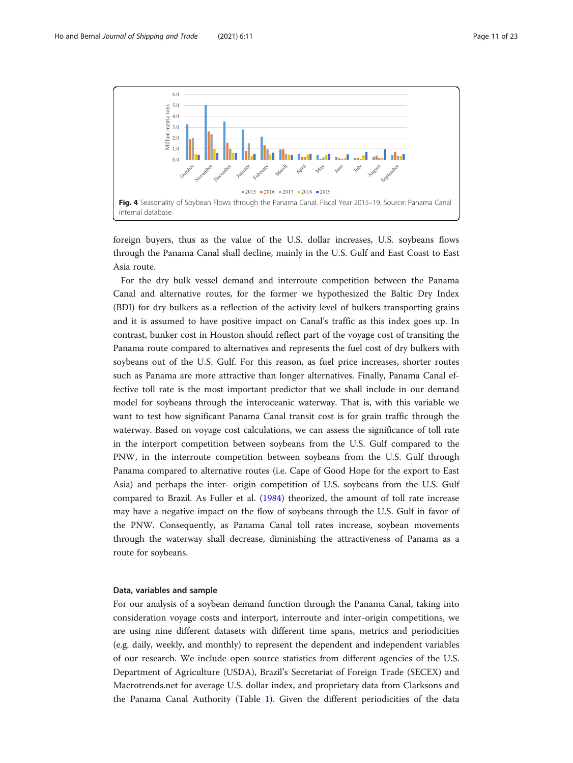**Fig. 4** Seasonality of Soybean Flows through the Panama Canal. Fiscal Year 2015–19. Source: Panama Canal internal database

foreign buyers, thus as the value of the U.S. dollar increases, U.S. soybeans flows through the Panama Canal shall decline, mainly in the U.S. Gulf and East Coast to East Asia route.

For the dry bulk vessel demand and interroute competition between the Panama Canal and alternative routes, for the former we hypothesized the Baltic Dry Index (BDI) for dry bulkers as a reflection of the activity level of bulkers transporting grains and it is assumed to have positive impact on Canal's traffic as this index goes up. In contrast, bunker cost in Houston should reflect part of the voyage cost of transiting the Panama route compared to alternatives and represents the fuel cost of dry bulkers with soybeans out of the U.S. Gulf. For this reason, as fuel price increases, shorter routes such as Panama are more attractive than longer alternatives. Finally, Panama Canal effective toll rate is the most important predictor that we shall include in our demand model for soybeans through the interoceanic waterway. That is, with this variable we want to test how significant Panama Canal transit cost is for grain traffic through the waterway. Based on voyage cost calculations, we can assess the significance of toll rate in the interport competition between soybeans from the U.S. Gulf compared to the PNW, in the interroute competition between soybeans from the U.S. Gulf through Panama compared to alternative routes (i.e. Cape of Good Hope for the export to East Asia) and perhaps the inter- origin competition of U.S. soybeans from the U.S. Gulf compared to Brazil. As Fuller et al. (1984) theorized, the amount of toll rate increase may have a negative impact on the flow of soybeans through the U.S. Gulf in favor of the PNW. Consequently, as Panama Canal toll rates increase, soybean movements through the waterway shall decrease, diminishing the attractiveness of Panama as a route for soybeans.

### Data, variables and sample

For our analysis of a soybean demand function through the Panama Canal, taking into consideration voyage costs and interport, interroute and inter-origin competitions, we are using nine different datasets with different time spans, metrics and periodicities (e.g. daily, weekly, and monthly) to represent the dependent and independent variables of our research. We include open source statistics from different agencies of the U.S. Department of Agriculture (USDA), Brazil's Secretariat of Foreign Trade (SECEX) and Macrotrends.net for average U.S. dollar index, and proprietary data from Clarksons and the Panama Canal Authority (Table 1). Given the different periodicities of the data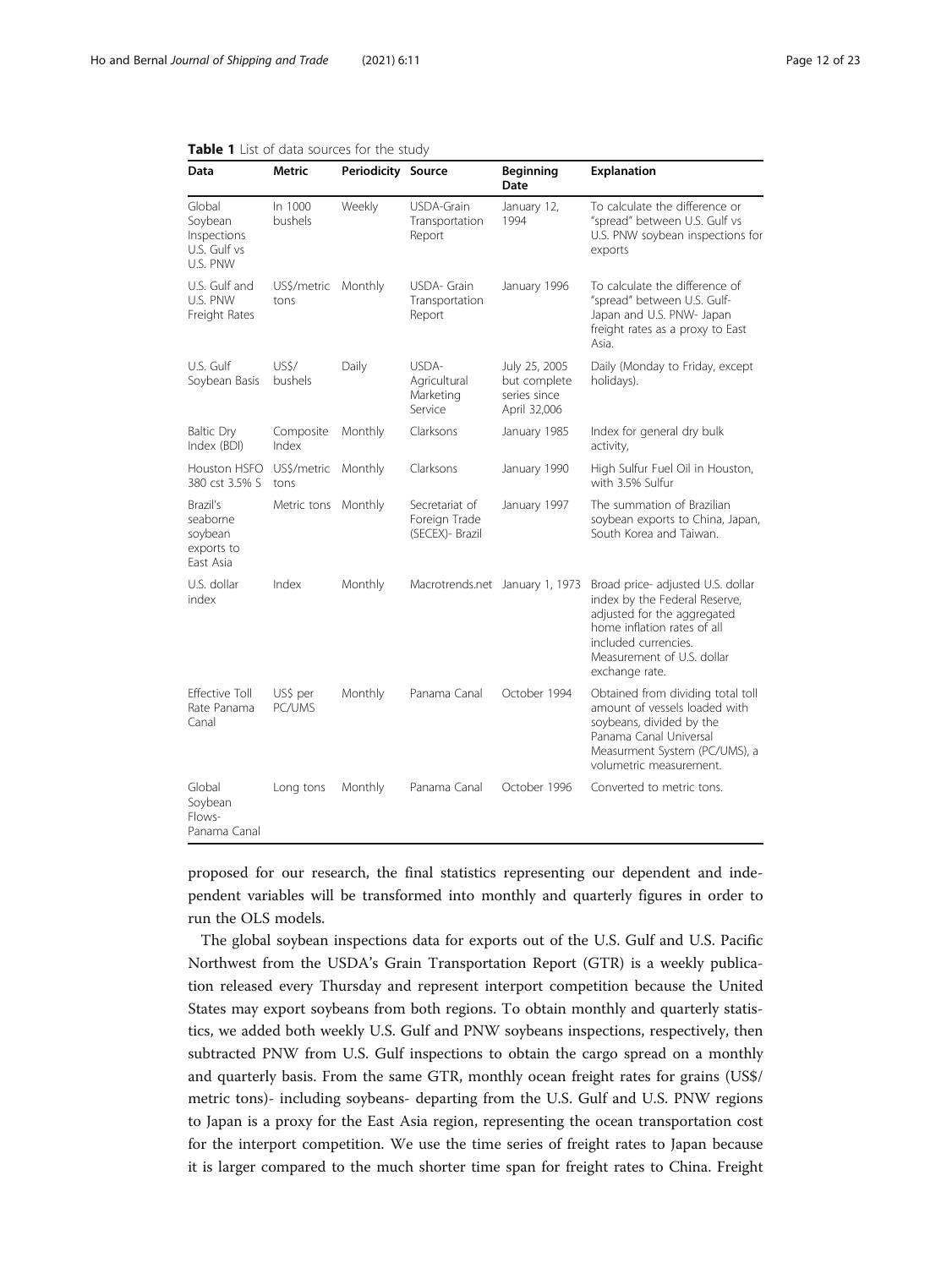**Table 1** List of data sources for the study

| Data | Metric | Periodicity | Source | Beginning Date | Explanation |
|---|---|---|---|---|---|
| Global Soybean Inspections U.S. Gulf vs U.S. PNW | In 1000 bushels | Weekly | USDA-Grain Transportation Report | January 12, 1994 | To calculate the difference or "spread" between U.S. Gulf vs U.S. PNW soybean inspections for exports |
| U.S. Gulf and U.S. PNW Freight Rates | US$/metric tons | Monthly | USDA- Grain Transportation Report | January 1996 | To calculate the difference of "spread" between U.S. Gulf-Japan and U.S. PNW- Japan freight rates as a proxy to East Asia. |
| U.S. Gulf Soybean Basis | US$/ bushels | Daily | USDA- Agricultural Marketing Service | July 25, 2005 but complete series since April 32,006 | Daily (Monday to Friday, except holidays). |
| Baltic Dry Index (BDI) | Composite Index | Monthly | Clarksons | January 1985 | Index for general dry bulk activity, |
| Houston HSFO 380 cst 3.5% S | US$/metric tons | Monthly | Clarksons | January 1990 | High Sulfur Fuel Oil in Houston, with 3.5% Sulfur |
| Brazil's seaborne soybean exports to East Asia | Metric tons | Monthly | Secretariat of Foreign Trade (SECEX)- Brazil | January 1997 | The summation of Brazilian soybean exports to China, Japan, South Korea and Taiwan. |
| U.S. dollar index | Index | Monthly | Macrotrends.net | January 1, 1973 | Broad price- adjusted U.S. dollar index by the Federal Reserve, adjusted for the aggregated home inflation rates of all included currencies. Measurement of U.S. dollar exchange rate. |
| Effective Toll Rate Panama Canal | US$ per PC/UMS | Monthly | Panama Canal | October 1994 | Obtained from dividing total toll amount of vessels loaded with soybeans, divided by the Panama Canal Universal Measurment System (PC/UMS), a volumetric measurement. |
| Global Soybean Flows- Panama Canal | Long tons | Monthly | Panama Canal | October 1996 | Converted to metric tons. |

proposed for our research, the final statistics representing our dependent and independent variables will be transformed into monthly and quarterly figures in order to run the OLS models.

The global soybean inspections data for exports out of the U.S. Gulf and U.S. Pacific Northwest from the USDA's Grain Transportation Report (GTR) is a weekly publication released every Thursday and represent interport competition because the United States may export soybeans from both regions. To obtain monthly and quarterly statistics, we added both weekly U.S. Gulf and PNW soybeans inspections, respectively, then subtracted PNW from U.S. Gulf inspections to obtain the cargo spread on a monthly and quarterly basis. From the same GTR, monthly ocean freight rates for grains (US$/ metric tons)- including soybeans- departing from the U.S. Gulf and U.S. PNW regions to Japan is a proxy for the East Asia region, representing the ocean transportation cost for the interport competition. We use the time series of freight rates to Japan because it is larger compared to the much shorter time span for freight rates to China. Freight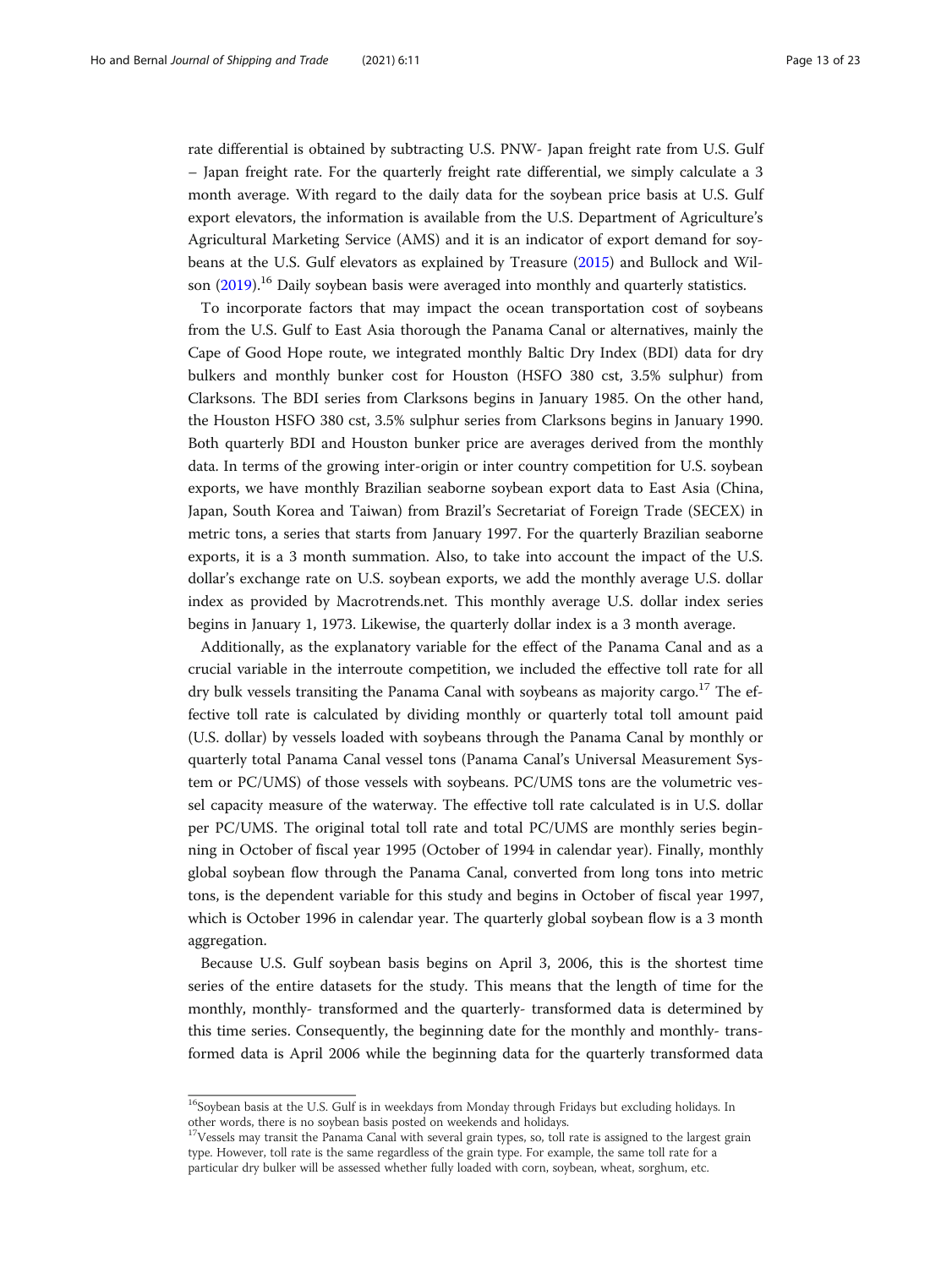rate differential is obtained by subtracting U.S. PNW- Japan freight rate from U.S. Gulf – Japan freight rate. For the quarterly freight rate differential, we simply calculate a 3 month average. With regard to the daily data for the soybean price basis at U.S. Gulf export elevators, the information is available from the U.S. Department of Agriculture's Agricultural Marketing Service (AMS) and it is an indicator of export demand for soybeans at the U.S. Gulf elevators as explained by Treasure (2015) and Bullock and Wilson (2019).[16] Daily soybean basis were averaged into monthly and quarterly statistics.

To incorporate factors that may impact the ocean transportation cost of soybeans from the U.S. Gulf to East Asia thorough the Panama Canal or alternatives, mainly the Cape of Good Hope route, we integrated monthly Baltic Dry Index (BDI) data for dry bulkers and monthly bunker cost for Houston (HSFO 380 cst, 3.5% sulphur) from Clarksons. The BDI series from Clarksons begins in January 1985. On the other hand, the Houston HSFO 380 cst, 3.5% sulphur series from Clarksons begins in January 1990. Both quarterly BDI and Houston bunker price are averages derived from the monthly data. In terms of the growing inter-origin or inter country competition for U.S. soybean exports, we have monthly Brazilian seaborne soybean export data to East Asia (China, Japan, South Korea and Taiwan) from Brazil's Secretariat of Foreign Trade (SECEX) in metric tons, a series that starts from January 1997. For the quarterly Brazilian seaborne exports, it is a 3 month summation. Also, to take into account the impact of the U.S. dollar's exchange rate on U.S. soybean exports, we add the monthly average U.S. dollar index as provided by Macrotrends.net. This monthly average U.S. dollar index series begins in January 1, 1973. Likewise, the quarterly dollar index is a 3 month average.

Additionally, as the explanatory variable for the effect of the Panama Canal and as a crucial variable in the interroute competition, we included the effective toll rate for all dry bulk vessels transiting the Panama Canal with soybeans as majority cargo.[17] The effective toll rate is calculated by dividing monthly or quarterly total toll amount paid (U.S. dollar) by vessels loaded with soybeans through the Panama Canal by monthly or quarterly total Panama Canal vessel tons (Panama Canal's Universal Measurement System or PC/UMS) of those vessels with soybeans. PC/UMS tons are the volumetric vessel capacity measure of the waterway. The effective toll rate calculated is in U.S. dollar per PC/UMS. The original total toll rate and total PC/UMS are monthly series beginning in October of fiscal year 1995 (October of 1994 in calendar year). Finally, monthly global soybean flow through the Panama Canal, converted from long tons into metric tons, is the dependent variable for this study and begins in October of fiscal year 1997, which is October 1996 in calendar year. The quarterly global soybean flow is a 3 month aggregation.

Because U.S. Gulf soybean basis begins on April 3, 2006, this is the shortest time series of the entire datasets for the study. This means that the length of time for the monthly, monthly- transformed and the quarterly- transformed data is determined by this time series. Consequently, the beginning date for the monthly and monthly- transformed data is April 2006 while the beginning data for the quarterly transformed data

---

[16] Soybean basis at the U.S. Gulf is in weekdays from Monday through Fridays but excluding holidays. In other words, there is no soybean basis posted on weekends and holidays.

[17] Vessels may transit the Panama Canal with several grain types, so, toll rate is assigned to the largest grain type. However, toll rate is the same regardless of the grain type. For example, the same toll rate for a particular dry bulker will be assessed whether fully loaded with corn, soybean, wheat, sorghum, etc.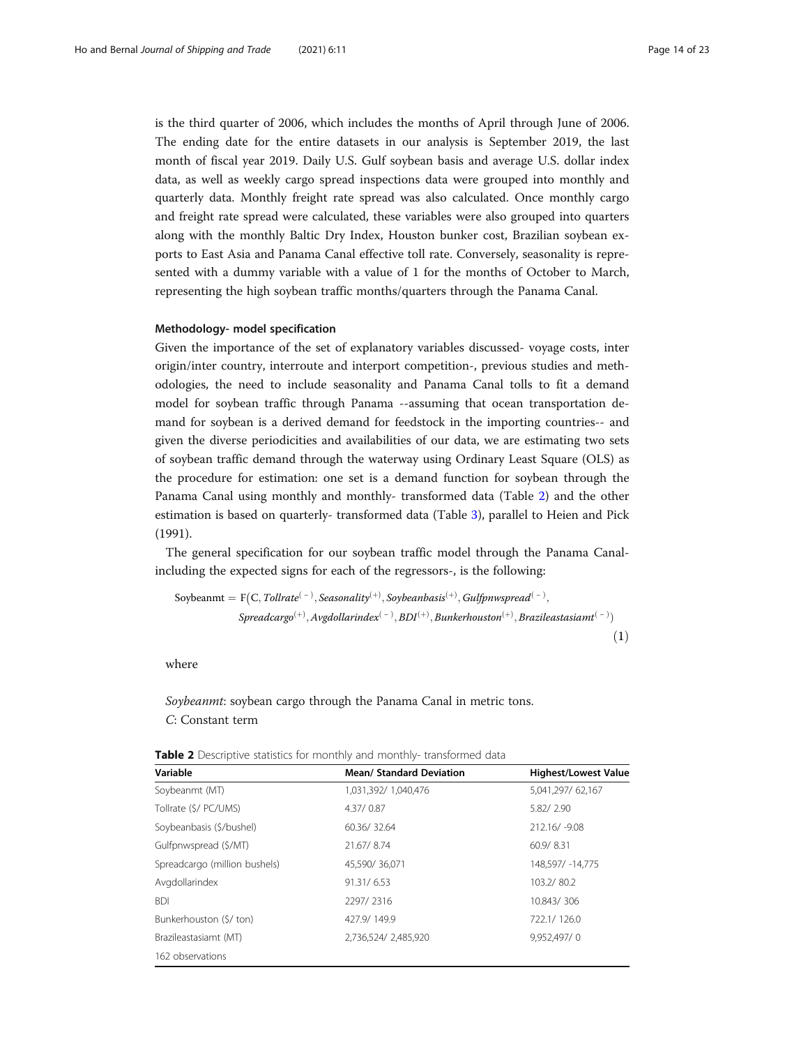is the third quarter of 2006, which includes the months of April through June of 2006. The ending date for the entire datasets in our analysis is September 2019, the last month of fiscal year 2019. Daily U.S. Gulf soybean basis and average U.S. dollar index data, as well as weekly cargo spread inspections data were grouped into monthly and quarterly data. Monthly freight rate spread was also calculated. Once monthly cargo and freight rate spread were calculated, these variables were also grouped into quarters along with the monthly Baltic Dry Index, Houston bunker cost, Brazilian soybean exports to East Asia and Panama Canal effective toll rate. Conversely, seasonality is represented with a dummy variable with a value of 1 for the months of October to March, representing the high soybean traffic months/quarters through the Panama Canal.

### Methodology- model specification

Given the importance of the set of explanatory variables discussed- voyage costs, inter origin/inter country, interroute and interport competition-, previous studies and methodologies, the need to include seasonality and Panama Canal tolls to fit a demand model for soybean traffic through Panama --assuming that ocean transportation demand for soybean is a derived demand for feedstock in the importing countries-- and given the diverse periodicities and availabilities of our data, we are estimating two sets of soybean traffic demand through the waterway using Ordinary Least Square (OLS) as the procedure for estimation: one set is a demand function for soybean through the Panama Canal using monthly and monthly- transformed data (Table 2) and the other estimation is based on quarterly- transformed data (Table 3), parallel to Heien and Pick (1991).

The general specification for our soybean traffic model through the Panama Canal- including the expected signs for each of the regressors-, is the following:

$$\begin{aligned}\text{Soybeanmt} = \text{F}\big(&\text{C}, \textit{Tollrate}^{(-)}, \textit{Seasonality}^{(+)}, \textit{Soybeanbasis}^{(+)}, \textit{Gulfpnwspread}^{(-)}, \\ &\textit{Spreadcargo}^{(+)}, \textit{Avgdollarindex}^{(-)}, \textit{BDI}^{(+)}, \textit{Bunkerhouston}^{(+)}, \textit{Brazileastasiamt}^{(-)}\big) \quad (1)\end{aligned}$$

where

*Soybeanmt*: soybean cargo through the Panama Canal in metric tons.

*C*: Constant term

**Table 2** Descriptive statistics for monthly and monthly- transformed data

| Variable | Mean/ Standard Deviation | Highest/Lowest Value |
|---|---|---|
| Soybeanmt (MT) | 1,031,392/ 1,040,476 | 5,041,297/ 62,167 |
| Tollrate ($/ PC/UMS) | 4.37/ 0.87 | 5.82/ 2.90 |
| Soybeanbasis ($/bushel) | 60.36/ 32.64 | 212.16/ -9.08 |
| Gulfpnwspread ($/MT) | 21.67/ 8.74 | 60.9/ 8.31 |
| Spreadcargo (million bushels) | 45,590/ 36,071 | 148,597/ -14,775 |
| Avgdollarindex | 91.31/ 6.53 | 103.2/ 80.2 |
| BDI | 2297/ 2316 | 10.843/ 306 |
| Bunkerhouston ($/ ton) | 427.9/ 149.9 | 722.1/ 126.0 |
| Brazileastasiamt (MT) | 2,736,524/ 2,485,920 | 9,952,497/ 0 |
| 162 observations | | |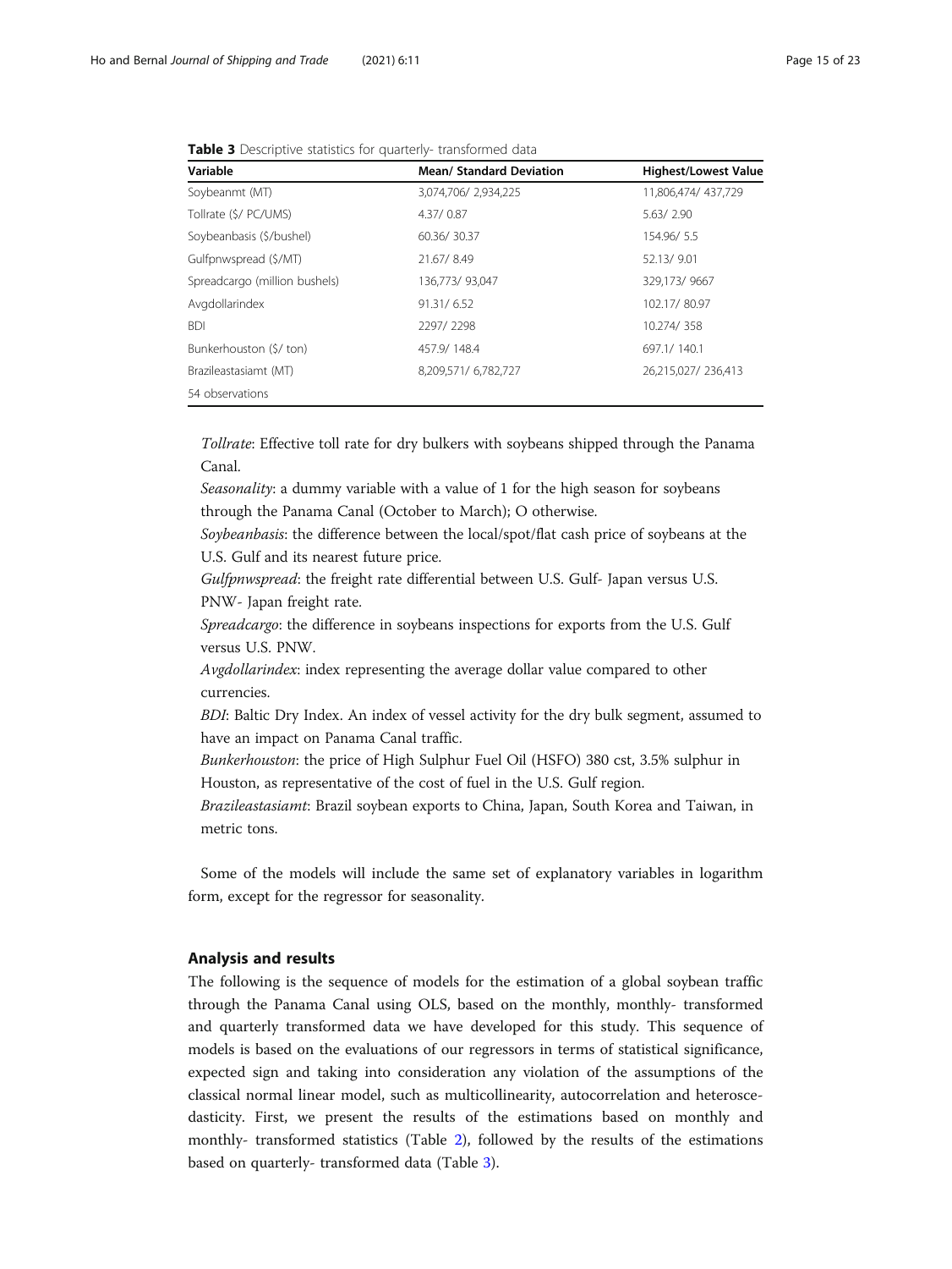**Table 3** Descriptive statistics for quarterly- transformed data

| Variable | Mean/ Standard Deviation | Highest/Lowest Value |
|---|---|---|
| Soybeanmt (MT) | 3,074,706/ 2,934,225 | 11,806,474/ 437,729 |
| Tollrate ($/ PC/UMS) | 4.37/ 0.87 | 5.63/ 2.90 |
| Soybeanbasis ($/bushel) | 60.36/ 30.37 | 154.96/ 5.5 |
| Gulfpnwspread ($/MT) | 21.67/ 8.49 | 52.13/ 9.01 |
| Spreadcargo (million bushels) | 136,773/ 93,047 | 329,173/ 9667 |
| Avgdollarindex | 91.31/ 6.52 | 102.17/ 80.97 |
| BDI | 2297/ 2298 | 10.274/ 358 |
| Bunkerhouston ($/ ton) | 457.9/ 148.4 | 697.1/ 140.1 |
| Brazileastasiamt (MT) | 8,209,571/ 6,782,727 | 26,215,027/ 236,413 |
| 54 observations | | |

*Tollrate*: Effective toll rate for dry bulkers with soybeans shipped through the Panama Canal.

*Seasonality*: a dummy variable with a value of 1 for the high season for soybeans through the Panama Canal (October to March); O otherwise.

*Soybeanbasis*: the difference between the local/spot/flat cash price of soybeans at the U.S. Gulf and its nearest future price.

*Gulfpnwspread*: the freight rate differential between U.S. Gulf- Japan versus U.S. PNW- Japan freight rate.

*Spreadcargo*: the difference in soybeans inspections for exports from the U.S. Gulf versus U.S. PNW.

*Avgdollarindex*: index representing the average dollar value compared to other currencies.

*BDI*: Baltic Dry Index. An index of vessel activity for the dry bulk segment, assumed to have an impact on Panama Canal traffic.

*Bunkerhouston*: the price of High Sulphur Fuel Oil (HSFO) 380 cst, 3.5% sulphur in Houston, as representative of the cost of fuel in the U.S. Gulf region.

*Brazileastasiamt*: Brazil soybean exports to China, Japan, South Korea and Taiwan, in metric tons.

Some of the models will include the same set of explanatory variables in logarithm form, except for the regressor for seasonality.

## Analysis and results

The following is the sequence of models for the estimation of a global soybean traffic through the Panama Canal using OLS, based on the monthly, monthly- transformed and quarterly transformed data we have developed for this study. This sequence of models is based on the evaluations of our regressors in terms of statistical significance, expected sign and taking into consideration any violation of the assumptions of the classical normal linear model, such as multicollinearity, autocorrelation and heteroscedasticity. First, we present the results of the estimations based on monthly and monthly- transformed statistics (Table 2), followed by the results of the estimations based on quarterly- transformed data (Table 3).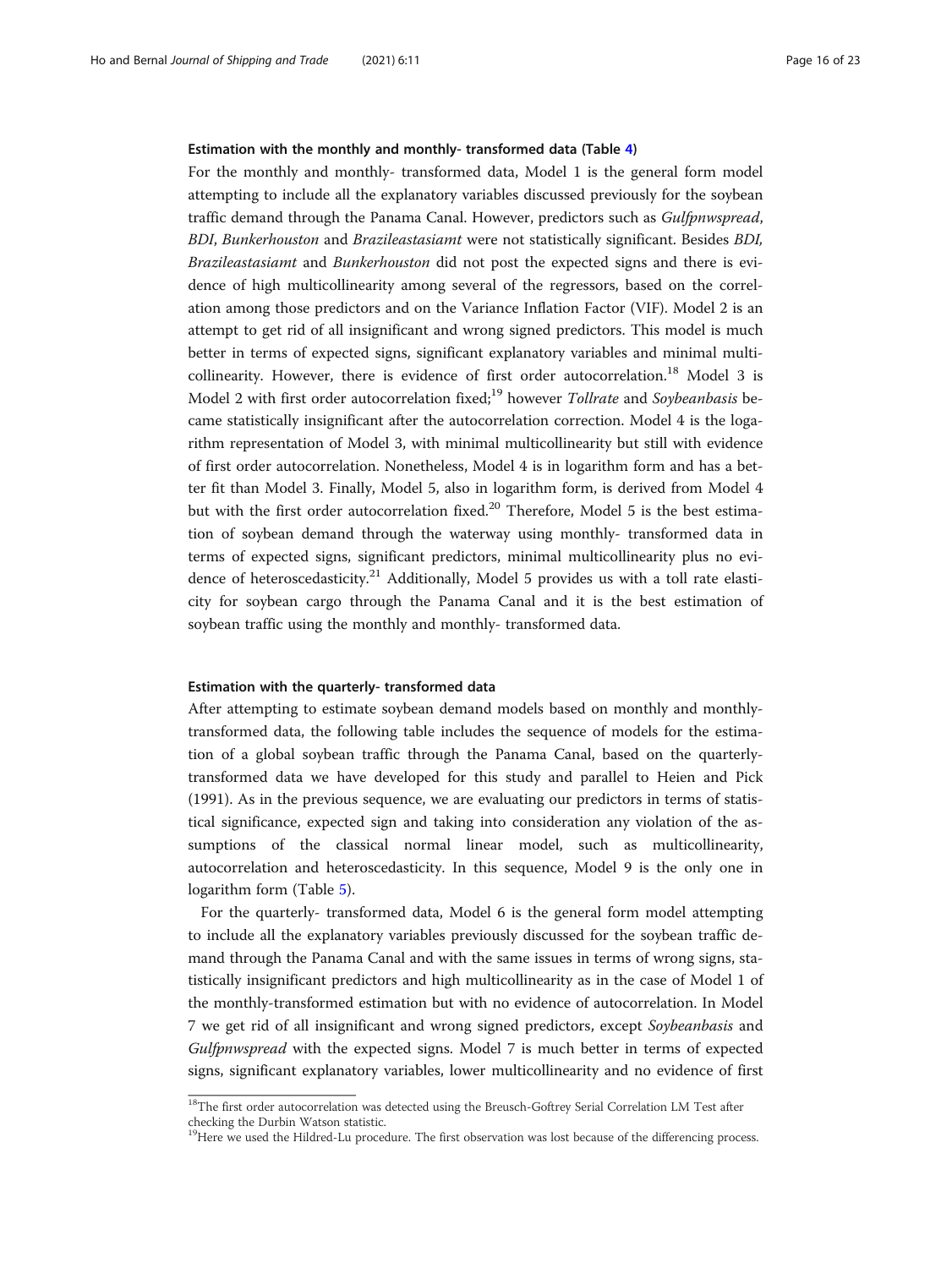#### Estimation with the monthly and monthly- transformed data (Table 4)

For the monthly and monthly- transformed data, Model 1 is the general form model attempting to include all the explanatory variables discussed previously for the soybean traffic demand through the Panama Canal. However, predictors such as *Gulfpnwspread*, *BDI*, *Bunkerhouston* and *Brazileastasiamt* were not statistically significant. Besides *BDI*, *Brazileastasiamt* and *Bunkerhouston* did not post the expected signs and there is evidence of high multicollinearity among several of the regressors, based on the correlation among those predictors and on the Variance Inflation Factor (VIF). Model 2 is an attempt to get rid of all insignificant and wrong signed predictors. This model is much better in terms of expected signs, significant explanatory variables and minimal multicollinearity. However, there is evidence of first order autocorrelation.[18] Model 3 is Model 2 with first order autocorrelation fixed;[19] however *Tollrate* and *Soybeanbasis* became statistically insignificant after the autocorrelation correction. Model 4 is the logarithm representation of Model 3, with minimal multicollinearity but still with evidence of first order autocorrelation. Nonetheless, Model 4 is in logarithm form and has a better fit than Model 3. Finally, Model 5, also in logarithm form, is derived from Model 4 but with the first order autocorrelation fixed.[20] Therefore, Model 5 is the best estimation of soybean demand through the waterway using monthly- transformed data in terms of expected signs, significant predictors, minimal multicollinearity plus no evidence of heteroscedasticity.[21] Additionally, Model 5 provides us with a toll rate elasticity for soybean cargo through the Panama Canal and it is the best estimation of soybean traffic using the monthly and monthly- transformed data.

#### Estimation with the quarterly- transformed data

After attempting to estimate soybean demand models based on monthly and monthly-transformed data, the following table includes the sequence of models for the estimation of a global soybean traffic through the Panama Canal, based on the quarterly-transformed data we have developed for this study and parallel to Heien and Pick (1991). As in the previous sequence, we are evaluating our predictors in terms of statistical significance, expected sign and taking into consideration any violation of the assumptions of the classical normal linear model, such as multicollinearity, autocorrelation and heteroscedasticity. In this sequence, Model 9 is the only one in logarithm form (Table 5).

For the quarterly- transformed data, Model 6 is the general form model attempting to include all the explanatory variables previously discussed for the soybean traffic demand through the Panama Canal and with the same issues in terms of wrong signs, statistically insignificant predictors and high multicollinearity as in the case of Model 1 of the monthly-transformed estimation but with no evidence of autocorrelation. In Model 7 we get rid of all insignificant and wrong signed predictors, except *Soybeanbasis* and *Gulfpnwspread* with the expected signs. Model 7 is much better in terms of expected signs, significant explanatory variables, lower multicollinearity and no evidence of first

---

[18] The first order autocorrelation was detected using the Breusch-Goftrey Serial Correlation LM Test after checking the Durbin Watson statistic.

[19] Here we used the Hildred-Lu procedure. The first observation was lost because of the differencing process.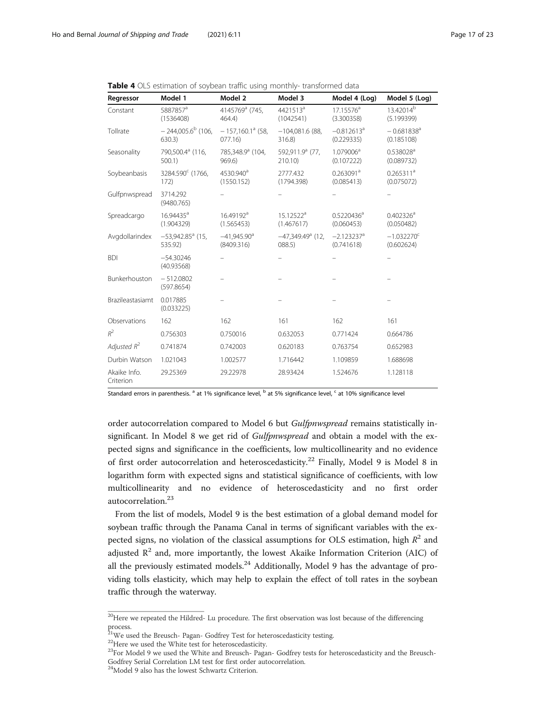**Table 4** OLS estimation of soybean traffic using monthly- transformed data

| Regressor | Model 1 | Model 2 | Model 3 | Model 4 (Log) | Model 5 (Log) |
|---|---|---|---|---|---|
| Constant | 5887857[a] (1536408) | 4145769[a] (745, 464.4) | 4421513[a] (1042541) | 17.15576[a] (3.300358) | 13.42014[b] (5.199399) |
| Tollrate | − 244,005.6[b] (106, 630.3) | − 157,160.1[a] (58, 077.16) | −104,081.6 (88, 316.8) | −0.812613[a] (0.229335) | − 0.681838[a] (0.185108) |
| Seasonality | 790,500.4[a] (116, 500.1) | 785,348.9[a] (104, 969.6) | 592,911.9[a] (77, 210.10) | 1.079006[a] (0.107222) | 0.538028[a] (0.089732) |
| Soybeanbasis | 3284.590[c] (1766, 172) | 4530.940[a] (1550.152) | 2777.432 (1794.398) | 0.263091[a] (0.085413) | 0.265311[a] (0.075072) |
| Gulfpnwspread | 3714.292 (9480.765) | – | – | – | – |
| Spreadcargo | 16.94435[a] (1.904329) | 16.49192[a] (1.565453) | 15.12522[a] (1.467617) | 0.5220436[a] (0.060453) | 0.402326[a] (0.050482) |
| Avgdollarindex | −53,942.85[a] (15, 535.92) | −41,945.90[a] (8409.316) | −47,349.49[a] (12, 088.5) | −2.123237[a] (0.741618) | −1.032270[c] (0.602624) |
| BDI | −54.30246 (40.93568) | – | – | – | – |
| Bunkerhouston | − 512.0802 (597.8654) | – | – | – | – |
| Brazileastasiamt | 0.017885 (0.033225) | – | – | – | – |
| Observations | 162 | 162 | 161 | 162 | 161 |
| $R^2$ | 0.756303 | 0.750016 | 0.632053 | 0.771424 | 0.664786 |
| *Adjusted* $R^2$ | 0.741874 | 0.742003 | 0.620183 | 0.763754 | 0.652983 |
| Durbin Watson | 1.021043 | 1.002577 | 1.716442 | 1.109859 | 1.688698 |
| Akaike Info. Criterion | 29.25369 | 29.22978 | 28.93424 | 1.524676 | 1.128118 |

Standard errors in parenthesis. [a] at 1% significance level, [b] at 5% significance level, [c] at 10% significance level

order autocorrelation compared to Model 6 but *Gulfpnwspread* remains statistically insignificant. In Model 8 we get rid of *Gulfpnwspread* and obtain a model with the expected signs and significance in the coefficients, low multicollinearity and no evidence of first order autocorrelation and heteroscedasticity.[22] Finally, Model 9 is Model 8 in logarithm form with expected signs and statistical significance of coefficients, with low multicollinearity and no evidence of heteroscedasticity and no first order autocorrelation.[23]

From the list of models, Model 9 is the best estimation of a global demand model for soybean traffic through the Panama Canal in terms of significant variables with the expected signs, no violation of the classical assumptions for OLS estimation, high $R^2$ and adjusted $R^2$ and, more importantly, the lowest Akaike Information Criterion (AIC) of all the previously estimated models.[24] Additionally, Model 9 has the advantage of providing tolls elasticity, which may help to explain the effect of toll rates in the soybean traffic through the waterway.

[20]Here we repeated the Hildred- Lu procedure. The first observation was lost because of the differencing process.

[21]We used the Breusch- Pagan- Godfrey Test for heteroscedasticity testing.

[22]Here we used the White test for heteroscedasticity.

[23]For Model 9 we used the White and Breusch- Pagan- Godfrey tests for heteroscedasticity and the Breusch-Godfrey Serial Correlation LM test for first order autocorrelation.

[24]Model 9 also has the lowest Schwartz Criterion.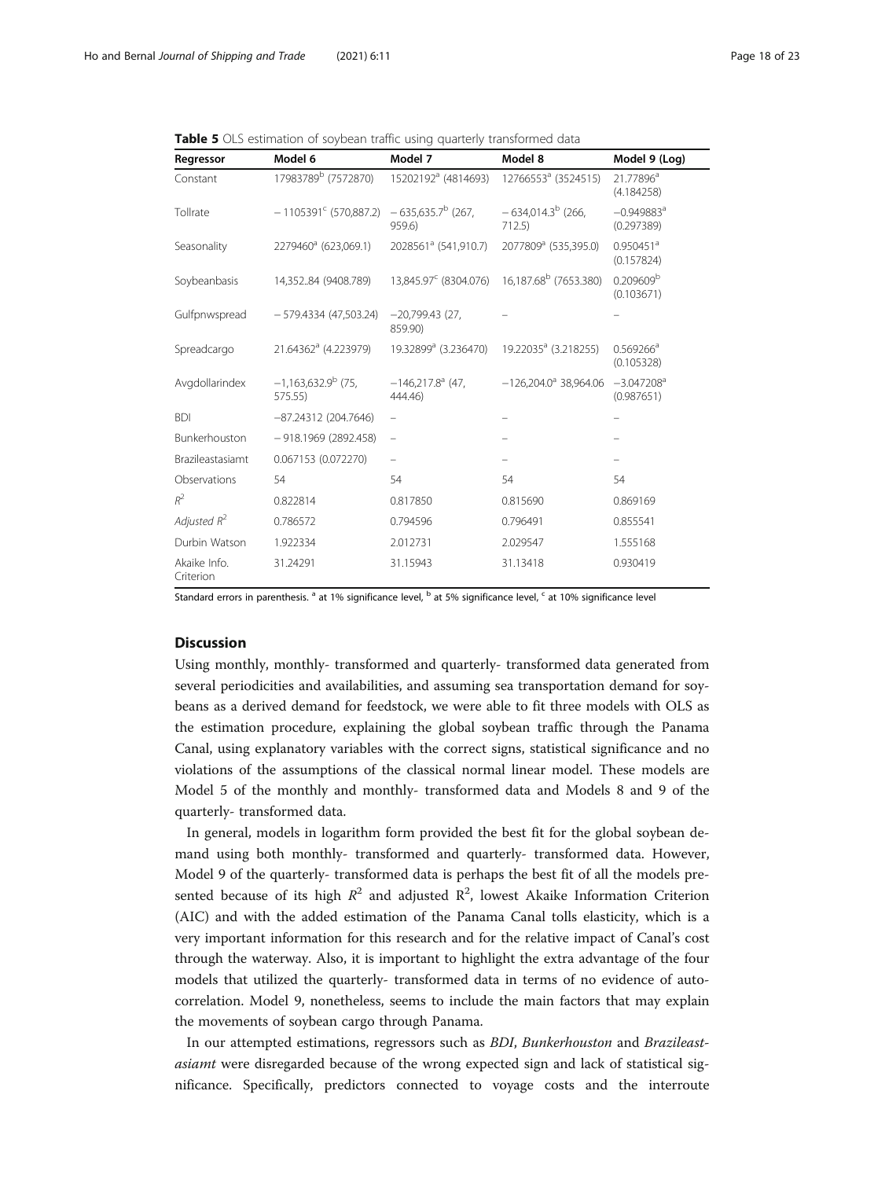**Table 5** OLS estimation of soybean traffic using quarterly transformed data

| Regressor | Model 6 | Model 7 | Model 8 | Model 9 (Log) |
|---|---|---|---|---|
| Constant | 17983789[b] (7572870) | 15202192[a] (4814693) | 12766553[a] (3524515) | 21.77896[a] (4.184258) |
| Tollrate | − 1105391[c] (570,887.2) | − 635,635.7[b] (267, 959.6) | − 634,014.3[b] (266, 712.5) | −0.949883[a] (0.297389) |
| Seasonality | 2279460[a] (623,069.1) | 2028561[a] (541,910.7) | 2077809[a] (535,395.0) | 0.950451[a] (0.157824) |
| Soybeanbasis | 14,352..84 (9408.789) | 13,845.97[c] (8304.076) | 16,187.68[b] (7653.380) | 0.209609[b] (0.103671) |
| Gulfpnwspread | − 579.4334 (47,503.24) | −20,799.43 (27, 859.90) | – | – |
| Spreadcargo | 21.64362[a] (4.223979) | 19.32899[a] (3.236470) | 19.22035[a] (3.218255) | 0.569266[a] (0.105328) |
| Avgdollarindex | −1,163,632.9[b] (75, 575.55) | −146,217.8[a] (47, 444.46) | −126,204.0[a] 38,964.06 | −3.047208[a] (0.987651) |
| BDI | −87.24312 (204.7646) | – | – | – |
| Bunkerhouston | − 918.1969 (2892.458) | – | – | – |
| Brazileastasiamt | 0.067153 (0.072270) | – | – | – |
| Observations | 54 | 54 | 54 | 54 |
| $R^2$ | 0.822814 | 0.817850 | 0.815690 | 0.869169 |
| *Adjusted* $R^2$ | 0.786572 | 0.794596 | 0.796491 | 0.855541 |
| Durbin Watson | 1.922334 | 2.012731 | 2.029547 | 1.555168 |
| Akaike Info. Criterion | 31.24291 | 31.15943 | 31.13418 | 0.930419 |

Standard errors in parenthesis. [a] at 1% significance level, [b] at 5% significance level, [c] at 10% significance level

## Discussion

Using monthly, monthly- transformed and quarterly- transformed data generated from several periodicities and availabilities, and assuming sea transportation demand for soybeans as a derived demand for feedstock, we were able to fit three models with OLS as the estimation procedure, explaining the global soybean traffic through the Panama Canal, using explanatory variables with the correct signs, statistical significance and no violations of the assumptions of the classical normal linear model. These models are Model 5 of the monthly and monthly- transformed data and Models 8 and 9 of the quarterly- transformed data.

In general, models in logarithm form provided the best fit for the global soybean demand using both monthly- transformed and quarterly- transformed data. However, Model 9 of the quarterly- transformed data is perhaps the best fit of all the models presented because of its high $R^2$ and adjusted $R^2$, lowest Akaike Information Criterion (AIC) and with the added estimation of the Panama Canal tolls elasticity, which is a very important information for this research and for the relative impact of Canal's cost through the waterway. Also, it is important to highlight the extra advantage of the four models that utilized the quarterly- transformed data in terms of no evidence of autocorrelation. Model 9, nonetheless, seems to include the main factors that may explain the movements of soybean cargo through Panama.

In our attempted estimations, regressors such as *BDI*, *Bunkerhouston* and *Brazileastasiamt* were disregarded because of the wrong expected sign and lack of statistical significance. Specifically, predictors connected to voyage costs and the interroute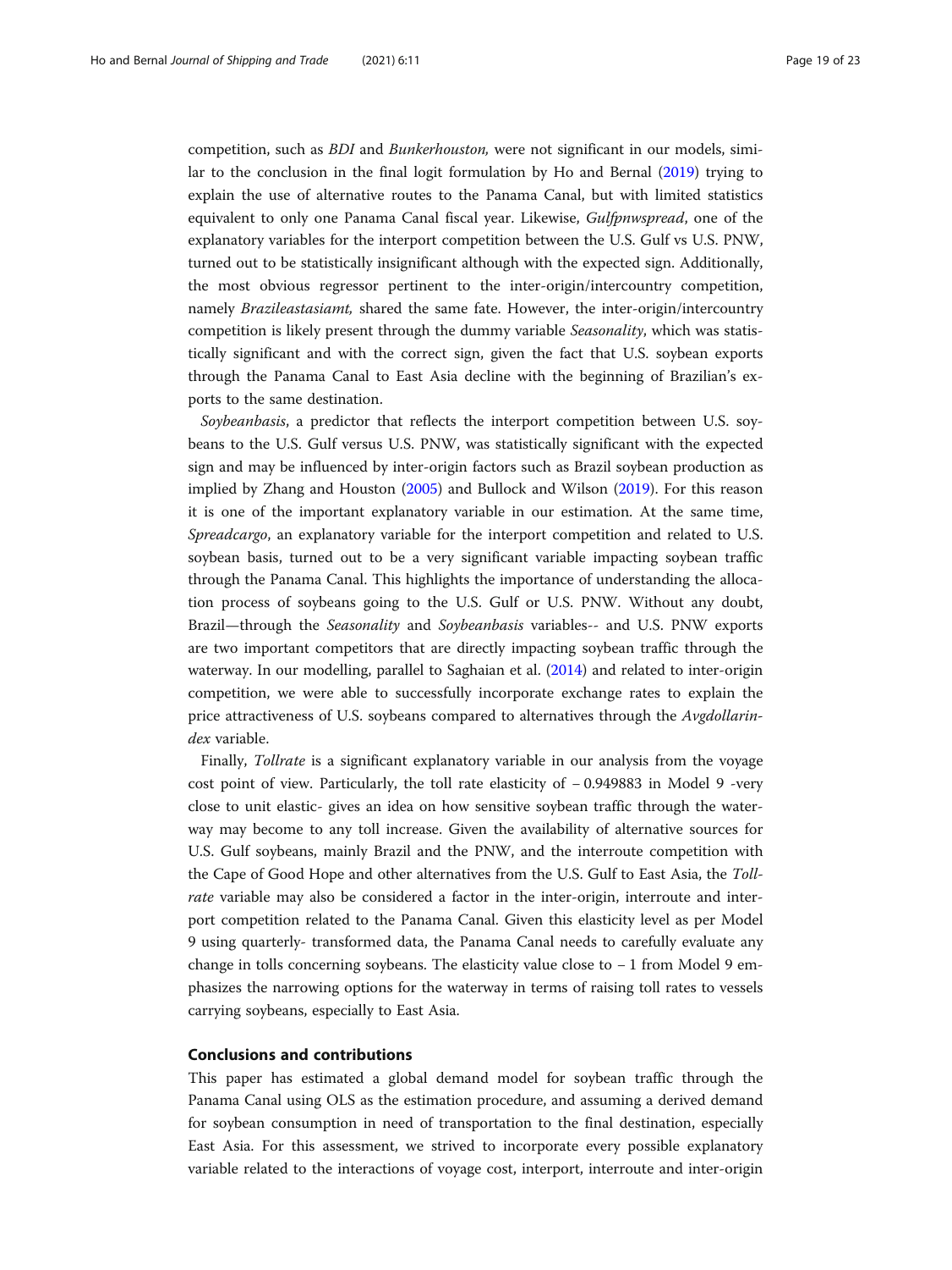competition, such as *BDI* and *Bunkerhouston,* were not significant in our models, similar to the conclusion in the final logit formulation by Ho and Bernal (2019) trying to explain the use of alternative routes to the Panama Canal, but with limited statistics equivalent to only one Panama Canal fiscal year. Likewise, *Gulfpnwspread*, one of the explanatory variables for the interport competition between the U.S. Gulf vs U.S. PNW, turned out to be statistically insignificant although with the expected sign. Additionally, the most obvious regressor pertinent to the inter-origin/intercountry competition, namely *Brazileastasiamt,* shared the same fate. However, the inter-origin/intercountry competition is likely present through the dummy variable *Seasonality*, which was statistically significant and with the correct sign, given the fact that U.S. soybean exports through the Panama Canal to East Asia decline with the beginning of Brazilian's exports to the same destination.

*Soybeanbasis*, a predictor that reflects the interport competition between U.S. soybeans to the U.S. Gulf versus U.S. PNW, was statistically significant with the expected sign and may be influenced by inter-origin factors such as Brazil soybean production as implied by Zhang and Houston (2005) and Bullock and Wilson (2019). For this reason it is one of the important explanatory variable in our estimation. At the same time, *Spreadcargo*, an explanatory variable for the interport competition and related to U.S. soybean basis, turned out to be a very significant variable impacting soybean traffic through the Panama Canal. This highlights the importance of understanding the allocation process of soybeans going to the U.S. Gulf or U.S. PNW. Without any doubt, Brazil—through the *Seasonality* and *Soybeanbasis* variables-- and U.S. PNW exports are two important competitors that are directly impacting soybean traffic through the waterway. In our modelling, parallel to Saghaian et al. (2014) and related to inter-origin competition, we were able to successfully incorporate exchange rates to explain the price attractiveness of U.S. soybeans compared to alternatives through the *Avgdollarindex* variable.

Finally, *Tollrate* is a significant explanatory variable in our analysis from the voyage cost point of view. Particularly, the toll rate elasticity of – 0.949883 in Model 9 -very close to unit elastic- gives an idea on how sensitive soybean traffic through the waterway may become to any toll increase. Given the availability of alternative sources for U.S. Gulf soybeans, mainly Brazil and the PNW, and the interroute competition with the Cape of Good Hope and other alternatives from the U.S. Gulf to East Asia, the *Tollrate* variable may also be considered a factor in the inter-origin, interroute and interport competition related to the Panama Canal. Given this elasticity level as per Model 9 using quarterly- transformed data, the Panama Canal needs to carefully evaluate any change in tolls concerning soybeans. The elasticity value close to – 1 from Model 9 emphasizes the narrowing options for the waterway in terms of raising toll rates to vessels carrying soybeans, especially to East Asia.

## Conclusions and contributions

This paper has estimated a global demand model for soybean traffic through the Panama Canal using OLS as the estimation procedure, and assuming a derived demand for soybean consumption in need of transportation to the final destination, especially East Asia. For this assessment, we strived to incorporate every possible explanatory variable related to the interactions of voyage cost, interport, interroute and inter-origin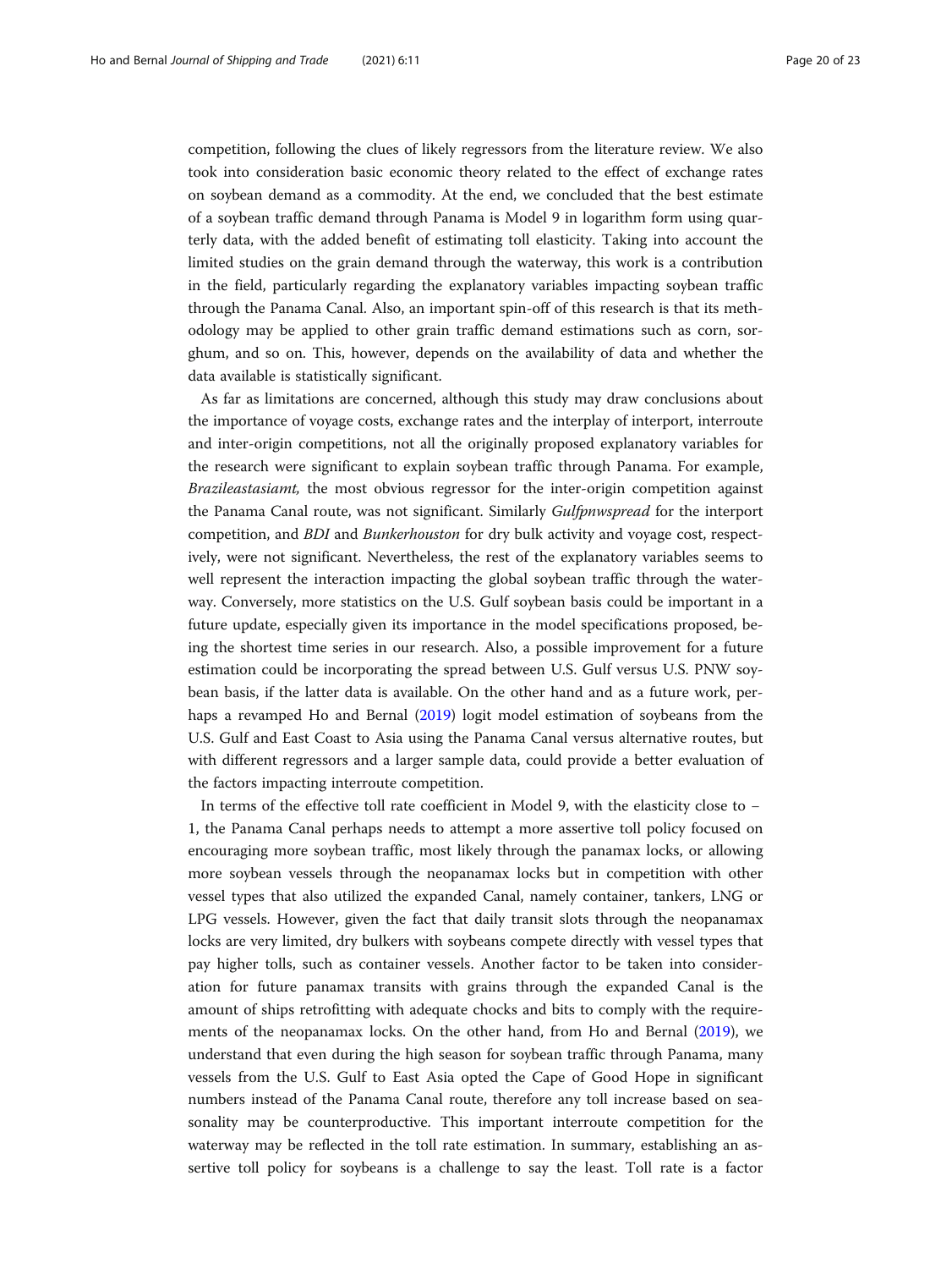competition, following the clues of likely regressors from the literature review. We also took into consideration basic economic theory related to the effect of exchange rates on soybean demand as a commodity. At the end, we concluded that the best estimate of a soybean traffic demand through Panama is Model 9 in logarithm form using quarterly data, with the added benefit of estimating toll elasticity. Taking into account the limited studies on the grain demand through the waterway, this work is a contribution in the field, particularly regarding the explanatory variables impacting soybean traffic through the Panama Canal. Also, an important spin-off of this research is that its methodology may be applied to other grain traffic demand estimations such as corn, sorghum, and so on. This, however, depends on the availability of data and whether the data available is statistically significant.

As far as limitations are concerned, although this study may draw conclusions about the importance of voyage costs, exchange rates and the interplay of interport, interroute and inter-origin competitions, not all the originally proposed explanatory variables for the research were significant to explain soybean traffic through Panama. For example, *Brazileastasiamt,* the most obvious regressor for the inter-origin competition against the Panama Canal route, was not significant. Similarly *Gulfpnwspread* for the interport competition, and *BDI* and *Bunkerhouston* for dry bulk activity and voyage cost, respectively, were not significant. Nevertheless, the rest of the explanatory variables seems to well represent the interaction impacting the global soybean traffic through the waterway. Conversely, more statistics on the U.S. Gulf soybean basis could be important in a future update, especially given its importance in the model specifications proposed, being the shortest time series in our research. Also, a possible improvement for a future estimation could be incorporating the spread between U.S. Gulf versus U.S. PNW soybean basis, if the latter data is available. On the other hand and as a future work, perhaps a revamped Ho and Bernal (2019) logit model estimation of soybeans from the U.S. Gulf and East Coast to Asia using the Panama Canal versus alternative routes, but with different regressors and a larger sample data, could provide a better evaluation of the factors impacting interroute competition.

In terms of the effective toll rate coefficient in Model 9, with the elasticity close to −1, the Panama Canal perhaps needs to attempt a more assertive toll policy focused on encouraging more soybean traffic, most likely through the panamax locks, or allowing more soybean vessels through the neopanamax locks but in competition with other vessel types that also utilized the expanded Canal, namely container, tankers, LNG or LPG vessels. However, given the fact that daily transit slots through the neopanamax locks are very limited, dry bulkers with soybeans compete directly with vessel types that pay higher tolls, such as container vessels. Another factor to be taken into consideration for future panamax transits with grains through the expanded Canal is the amount of ships retrofitting with adequate chocks and bits to comply with the requirements of the neopanamax locks. On the other hand, from Ho and Bernal (2019), we understand that even during the high season for soybean traffic through Panama, many vessels from the U.S. Gulf to East Asia opted the Cape of Good Hope in significant numbers instead of the Panama Canal route, therefore any toll increase based on seasonality may be counterproductive. This important interroute competition for the waterway may be reflected in the toll rate estimation. In summary, establishing an assertive toll policy for soybeans is a challenge to say the least. Toll rate is a factor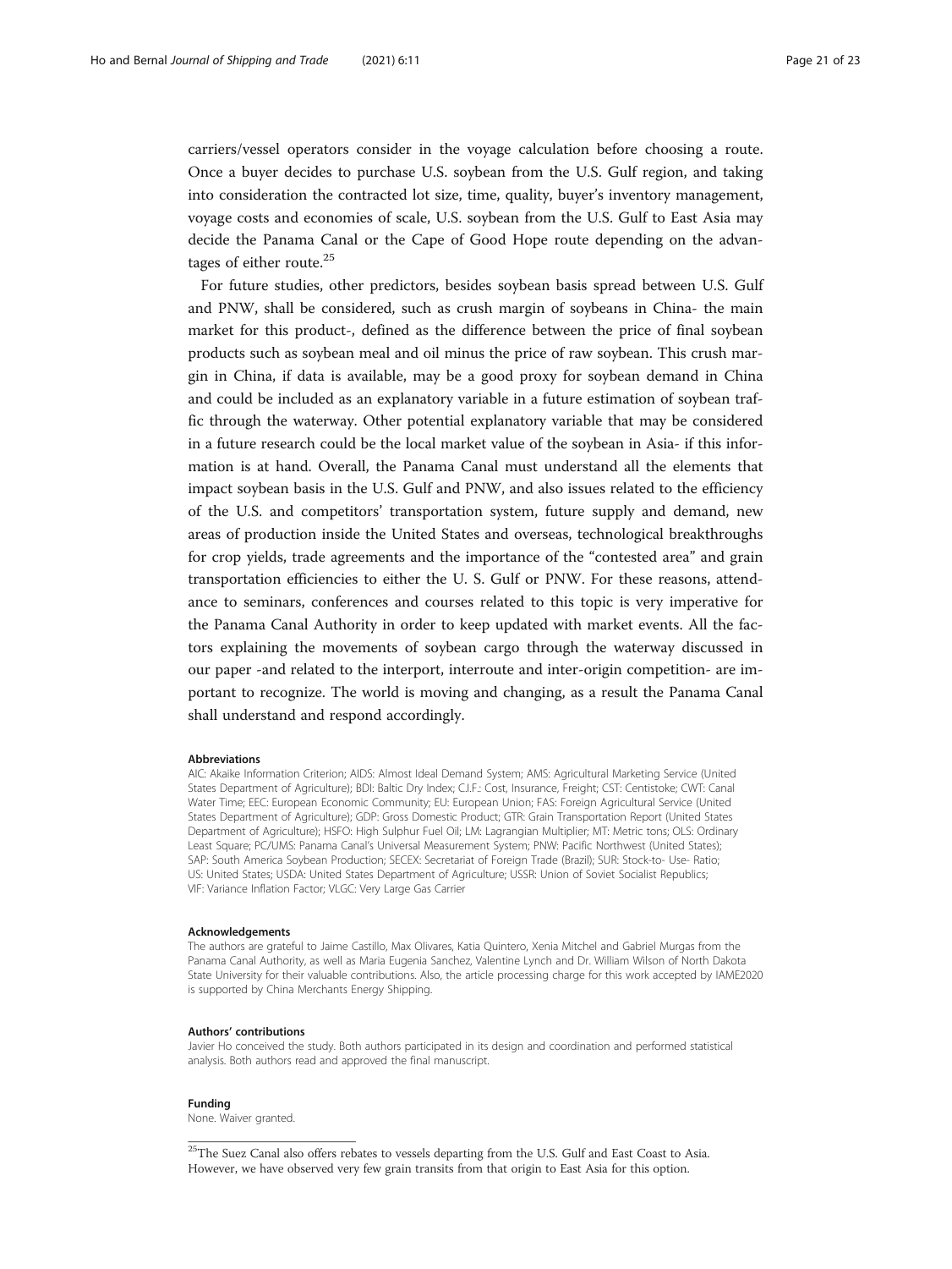carriers/vessel operators consider in the voyage calculation before choosing a route. Once a buyer decides to purchase U.S. soybean from the U.S. Gulf region, and taking into consideration the contracted lot size, time, quality, buyer's inventory management, voyage costs and economies of scale, U.S. soybean from the U.S. Gulf to East Asia may decide the Panama Canal or the Cape of Good Hope route depending on the advantages of either route.[25]

For future studies, other predictors, besides soybean basis spread between U.S. Gulf and PNW, shall be considered, such as crush margin of soybeans in China- the main market for this product-, defined as the difference between the price of final soybean products such as soybean meal and oil minus the price of raw soybean. This crush margin in China, if data is available, may be a good proxy for soybean demand in China and could be included as an explanatory variable in a future estimation of soybean traffic through the waterway. Other potential explanatory variable that may be considered in a future research could be the local market value of the soybean in Asia- if this information is at hand. Overall, the Panama Canal must understand all the elements that impact soybean basis in the U.S. Gulf and PNW, and also issues related to the efficiency of the U.S. and competitors' transportation system, future supply and demand, new areas of production inside the United States and overseas, technological breakthroughs for crop yields, trade agreements and the importance of the "contested area" and grain transportation efficiencies to either the U. S. Gulf or PNW. For these reasons, attendance to seminars, conferences and courses related to this topic is very imperative for the Panama Canal Authority in order to keep updated with market events. All the factors explaining the movements of soybean cargo through the waterway discussed in our paper -and related to the interport, interroute and inter-origin competition- are important to recognize. The world is moving and changing, as a result the Panama Canal shall understand and respond accordingly.

#### Abbreviations

AIC: Akaike Information Criterion; AIDS: Almost Ideal Demand System; AMS: Agricultural Marketing Service (United States Department of Agriculture); BDI: Baltic Dry Index; C.I.F.: Cost, Insurance, Freight; CST: Centistoke; CWT: Canal Water Time; EEC: European Economic Community; EU: European Union; FAS: Foreign Agricultural Service (United States Department of Agriculture); GDP: Gross Domestic Product; GTR: Grain Transportation Report (United States Department of Agriculture); HSFO: High Sulphur Fuel Oil; LM: Lagrangian Multiplier; MT: Metric tons; OLS: Ordinary Least Square; PC/UMS: Panama Canal's Universal Measurement System; PNW: Pacific Northwest (United States); SAP: South America Soybean Production; SECEX: Secretariat of Foreign Trade (Brazil); SUR: Stock-to- Use- Ratio; US: United States; USDA: United States Department of Agriculture; USSR: Union of Soviet Socialist Republics; VIF: Variance Inflation Factor; VLGC: Very Large Gas Carrier

#### Acknowledgements

The authors are grateful to Jaime Castillo, Max Olivares, Katia Quintero, Xenia Mitchel and Gabriel Murgas from the Panama Canal Authority, as well as Maria Eugenia Sanchez, Valentine Lynch and Dr. William Wilson of North Dakota State University for their valuable contributions. Also, the article processing charge for this work accepted by IAME2020 is supported by China Merchants Energy Shipping.

#### Authors' contributions

Javier Ho conceived the study. Both authors participated in its design and coordination and performed statistical analysis. Both authors read and approved the final manuscript.

#### Funding

None. Waiver granted.

---

[25]The Suez Canal also offers rebates to vessels departing from the U.S. Gulf and East Coast to Asia. However, we have observed very few grain transits from that origin to East Asia for this option.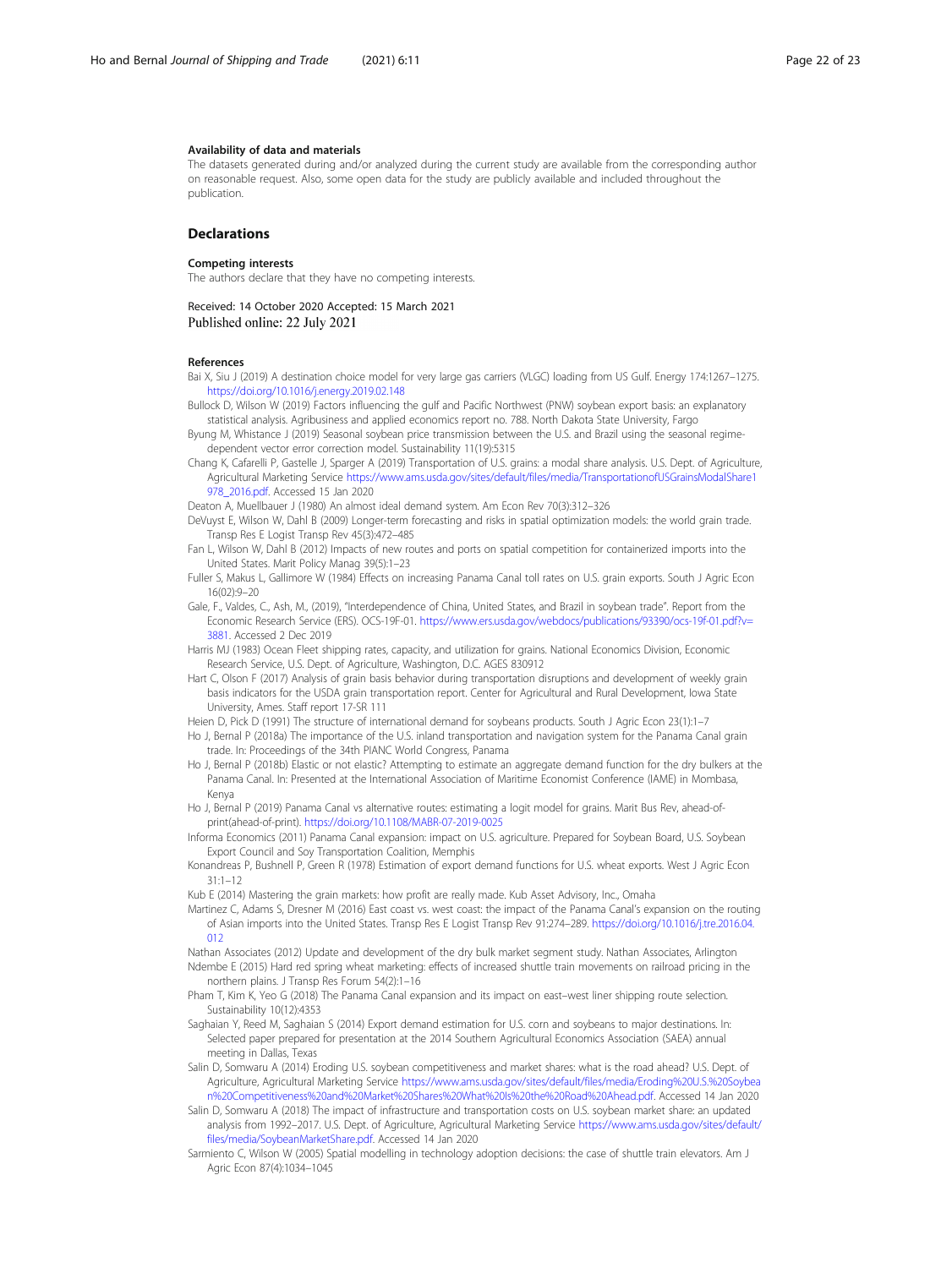#### Availability of data and materials

The datasets generated during and/or analyzed during the current study are available from the corresponding author on reasonable request. Also, some open data for the study are publicly available and included throughout the publication.

## Declarations

#### Competing interests

The authors declare that they have no competing interests.

Received: 14 October 2020 Accepted: 15 March 2021
Published online: 22 July 2021

#### References

Bai X, Siu J (2019) A destination choice model for very large gas carriers (VLGC) loading from US Gulf. Energy 174:1267–1275. https://doi.org/10.1016/j.energy.2019.02.148

Bullock D, Wilson W (2019) Factors influencing the gulf and Pacific Northwest (PNW) soybean export basis: an explanatory statistical analysis. Agribusiness and applied economics report no. 788. North Dakota State University, Fargo

Byung M, Whistance J (2019) Seasonal soybean price transmission between the U.S. and Brazil using the seasonal regime-dependent vector error correction model. Sustainability 11(19):5315

Chang K, Cafarelli P, Gastelle J, Sparger A (2019) Transportation of U.S. grains: a modal share analysis. U.S. Dept. of Agriculture, Agricultural Marketing Service https://www.ams.usda.gov/sites/default/files/media/TransportationofUSGrainsModalShare1978_2016.pdf. Accessed 15 Jan 2020

Deaton A, Muellbauer J (1980) An almost ideal demand system. Am Econ Rev 70(3):312–326

DeVuyst E, Wilson W, Dahl B (2009) Longer-term forecasting and risks in spatial optimization models: the world grain trade. Transp Res E Logist Transp Rev 45(3):472–485

Fan L, Wilson W, Dahl B (2012) Impacts of new routes and ports on spatial competition for containerized imports into the United States. Marit Policy Manag 39(5):1–23

Fuller S, Makus L, Gallimore W (1984) Effects on increasing Panama Canal toll rates on U.S. grain exports. South J Agric Econ 16(02):9–20

Gale, F., Valdes, C., Ash, M., (2019), "Interdependence of China, United States, and Brazil in soybean trade". Report from the Economic Research Service (ERS). OCS-19F-01. https://www.ers.usda.gov/webdocs/publications/93390/ocs-19f-01.pdf?v=3881. Accessed 2 Dec 2019

Harris MJ (1983) Ocean Fleet shipping rates, capacity, and utilization for grains. National Economics Division, Economic Research Service, U.S. Dept. of Agriculture, Washington, D.C. AGES 830912

Hart C, Olson F (2017) Analysis of grain basis behavior during transportation disruptions and development of weekly grain basis indicators for the USDA grain transportation report. Center for Agricultural and Rural Development, Iowa State University, Ames. Staff report 17-SR 111

Heien D, Pick D (1991) The structure of international demand for soybeans products. South J Agric Econ 23(1):1–7

Ho J, Bernal P (2018a) The importance of the U.S. inland transportation and navigation system for the Panama Canal grain trade. In: Proceedings of the 34th PIANC World Congress, Panama

Ho J, Bernal P (2018b) Elastic or not elastic? Attempting to estimate an aggregate demand function for the dry bulkers at the Panama Canal. In: Presented at the International Association of Maritime Economist Conference (IAME) in Mombasa, Kenya

Ho J, Bernal P (2019) Panama Canal vs alternative routes: estimating a logit model for grains. Marit Bus Rev, ahead-of-print(ahead-of-print). https://doi.org/10.1108/MABR-07-2019-0025

Informa Economics (2011) Panama Canal expansion: impact on U.S. agriculture. Prepared for Soybean Board, U.S. Soybean Export Council and Soy Transportation Coalition, Memphis

Konandreas P, Bushnell P, Green R (1978) Estimation of export demand functions for U.S. wheat exports. West J Agric Econ 31:1–12

Kub E (2014) Mastering the grain markets: how profit are really made. Kub Asset Advisory, Inc., Omaha

Martinez C, Adams S, Dresner M (2016) East coast vs. west coast: the impact of the Panama Canal's expansion on the routing of Asian imports into the United States. Transp Res E Logist Transp Rev 91:274–289. https://doi.org/10.1016/j.tre.2016.04.012

Nathan Associates (2012) Update and development of the dry bulk market segment study. Nathan Associates, Arlington

Ndembe E (2015) Hard red spring wheat marketing: effects of increased shuttle train movements on railroad pricing in the northern plains. J Transp Res Forum 54(2):1–16

Pham T, Kim K, Yeo G (2018) The Panama Canal expansion and its impact on east–west liner shipping route selection. Sustainability 10(12):4353

Saghaian Y, Reed M, Saghaian S (2014) Export demand estimation for U.S. corn and soybeans to major destinations. In: Selected paper prepared for presentation at the 2014 Southern Agricultural Economics Association (SAEA) annual meeting in Dallas, Texas

Salin D, Somwaru A (2014) Eroding U.S. soybean competitiveness and market shares: what is the road ahead? U.S. Dept. of Agriculture, Agricultural Marketing Service https://www.ams.usda.gov/sites/default/files/media/Eroding%20U.S.%20Soybean%20Competitiveness%20and%20Market%20Shares%20What%20Is%20the%20Road%20Ahead.pdf. Accessed 14 Jan 2020

Salin D, Somwaru A (2018) The impact of infrastructure and transportation costs on U.S. soybean market share: an updated analysis from 1992–2017. U.S. Dept. of Agriculture, Agricultural Marketing Service https://www.ams.usda.gov/sites/default/files/media/SoybeanMarketShare.pdf. Accessed 14 Jan 2020

Sarmiento C, Wilson W (2005) Spatial modelling in technology adoption decisions: the case of shuttle train elevators. Am J Agric Econ 87(4):1034–1045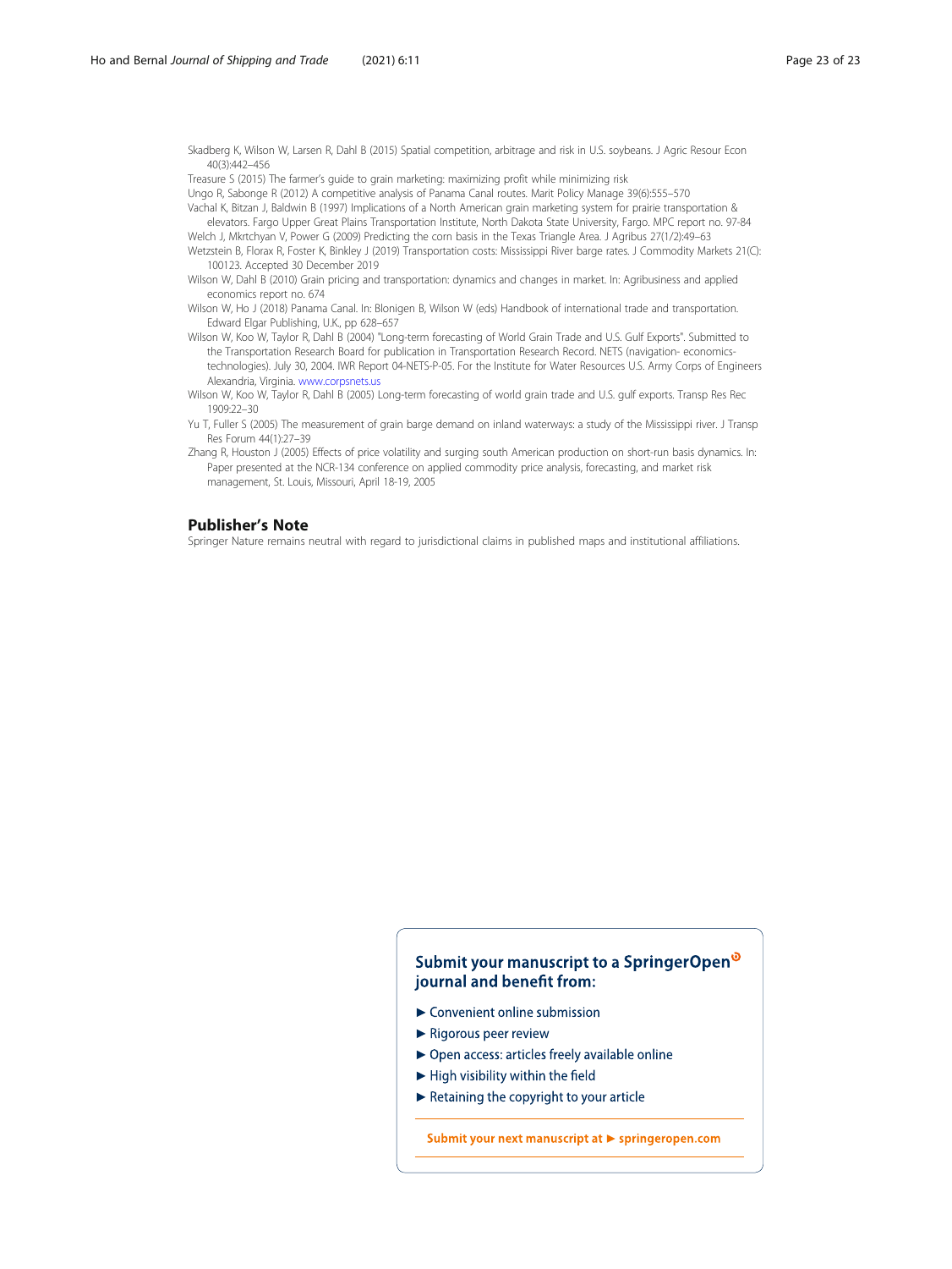Skadberg K, Wilson W, Larsen R, Dahl B (2015) Spatial competition, arbitrage and risk in U.S. soybeans. J Agric Resour Econ 40(3):442–456

Treasure S (2015) The farmer's guide to grain marketing: maximizing profit while minimizing risk

Ungo R, Sabonge R (2012) A competitive analysis of Panama Canal routes. Marit Policy Manage 39(6):555–570

Vachal K, Bitzan J, Baldwin B (1997) Implications of a North American grain marketing system for prairie transportation & elevators. Fargo Upper Great Plains Transportation Institute, North Dakota State University, Fargo. MPC report no. 97-84

Welch J, Mkrtchyan V, Power G (2009) Predicting the corn basis in the Texas Triangle Area. J Agribus 27(1/2):49–63

Wetzstein B, Florax R, Foster K, Binkley J (2019) Transportation costs: Mississippi River barge rates. J Commodity Markets 21(C): 100123. Accepted 30 December 2019

Wilson W, Dahl B (2010) Grain pricing and transportation: dynamics and changes in market. In: Agribusiness and applied economics report no. 674

Wilson W, Ho J (2018) Panama Canal. In: Blonigen B, Wilson W (eds) Handbook of international trade and transportation. Edward Elgar Publishing, U.K., pp 628–657

Wilson W, Koo W, Taylor R, Dahl B (2004) "Long-term forecasting of World Grain Trade and U.S. Gulf Exports". Submitted to the Transportation Research Board for publication in Transportation Research Record. NETS (navigation- economics-technologies). July 30, 2004. IWR Report 04-NETS-P-05. For the Institute for Water Resources U.S. Army Corps of Engineers Alexandria, Virginia. www.corpsnets.us

Wilson W, Koo W, Taylor R, Dahl B (2005) Long-term forecasting of world grain trade and U.S. gulf exports. Transp Res Rec 1909:22–30

Yu T, Fuller S (2005) The measurement of grain barge demand on inland waterways: a study of the Mississippi river. J Transp Res Forum 44(1):27–39

Zhang R, Houston J (2005) Effects of price volatility and surging south American production on short-run basis dynamics. In: Paper presented at the NCR-134 conference on applied commodity price analysis, forecasting, and market risk management, St. Louis, Missouri, April 18-19, 2005

## Publisher's Note

Springer Nature remains neutral with regard to jurisdictional claims in published maps and institutional affiliations.

**Submit your manuscript to a SpringerOpen journal and benefit from:**

- ► Convenient online submission
- ► Rigorous peer review
- ► Open access: articles freely available online
- ► High visibility within the field
- ► Retaining the copyright to your article

**Submit your next manuscript at ► springeropen.com**